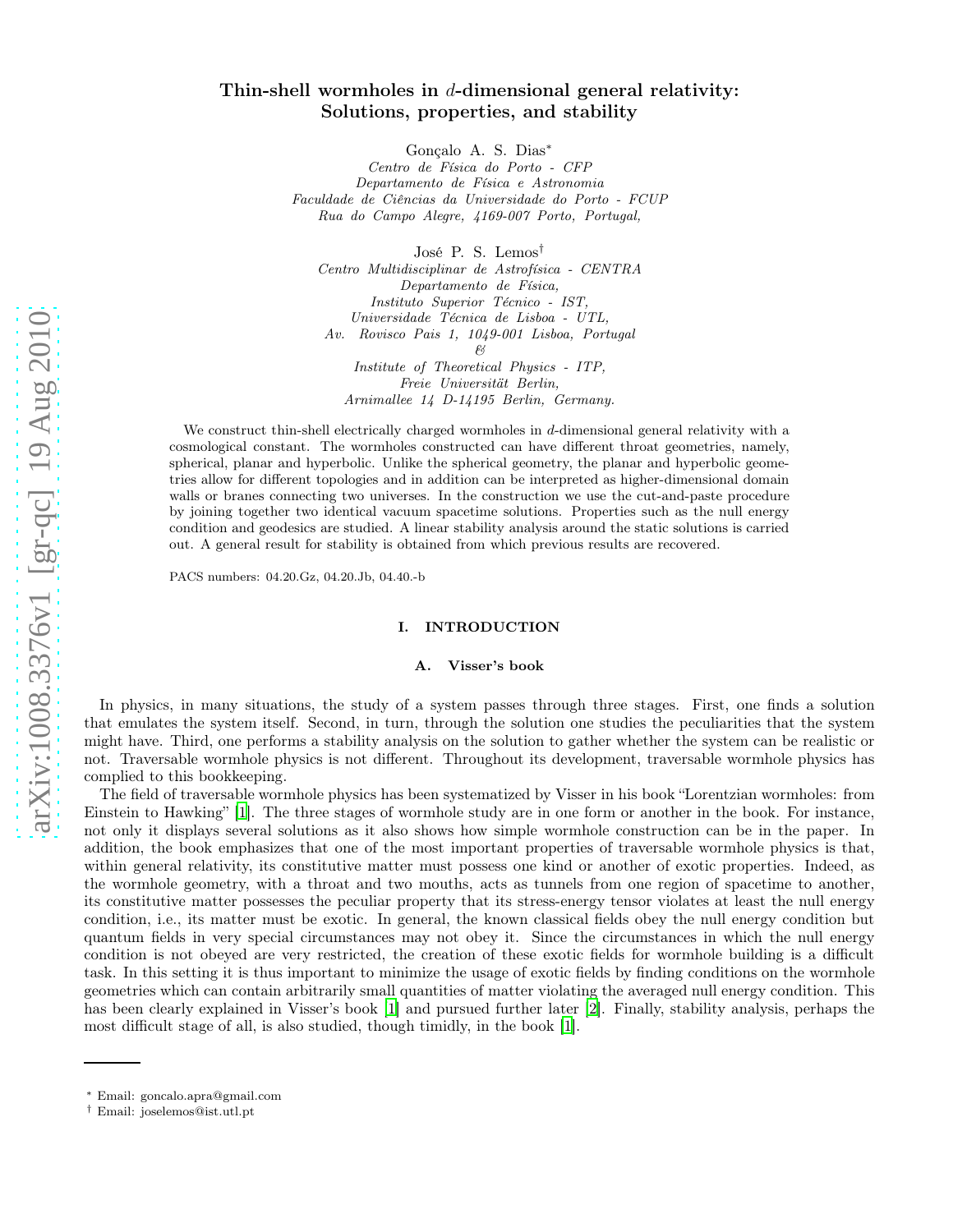# Thin-shell wormholes in $d$-dimensional general relativity: Solutions, properties, and stability

Gonçalo A. S. Dias*

*Centro de Física do Porto - CFP*
*Departamento de Física e Astronomia*
*Faculdade de Ciências da Universidade do Porto - FCUP*
*Rua do Campo Alegre, 4169-007 Porto, Portugal,*

José P. S. Lemos†

*Centro Multidisciplinar de Astrofísica - CENTRA*
*Departamento de Física,*
*Instituto Superior Técnico - IST,*
*Universidade Técnica de Lisboa - UTL,*
*Av. Rovisco Pais 1, 1049-001 Lisboa, Portugal*
*&*
*Institute of Theoretical Physics - ITP,*
*Freie Universität Berlin,*
*Arnimallee 14 D-14195 Berlin, Germany.*

We construct thin-shell electrically charged wormholes in $d$-dimensional general relativity with a cosmological constant. The wormholes constructed can have different throat geometries, namely, spherical, planar and hyperbolic. Unlike the spherical geometry, the planar and hyperbolic geometries allow for different topologies and in addition can be interpreted as higher-dimensional domain walls or branes connecting two universes. In the construction we use the cut-and-paste procedure by joining together two identical vacuum spacetime solutions. Properties such as the null energy condition and geodesics are studied. A linear stability analysis around the static solutions is carried out. A general result for stability is obtained from which previous results are recovered.

PACS numbers: 04.20.Gz, 04.20.Jb, 04.40.-b

## I. INTRODUCTION

### A. Visser's book

In physics, in many situations, the study of a system passes through three stages. First, one finds a solution that emulates the system itself. Second, in turn, through the solution one studies the peculiarities that the system might have. Third, one performs a stability analysis on the solution to gather whether the system can be realistic or not. Traversable wormhole physics is not different. Throughout its development, traversable wormhole physics has complied to this bookkeeping.

The field of traversable wormhole physics has been systematized by Visser in his book "Lorentzian wormholes: from Einstein to Hawking" [1]. The three stages of wormhole study are in one form or another in the book. For instance, not only it displays several solutions as it also shows how simple wormhole construction can be in the paper. In addition, the book emphasizes that one of the most important properties of traversable wormhole physics is that, within general relativity, its constitutive matter must possess one kind or another of exotic properties. Indeed, as the wormhole geometry, with a throat and two mouths, acts as tunnels from one region of spacetime to another, its constitutive matter possesses the peculiar property that its stress-energy tensor violates at least the null energy condition, i.e., its matter must be exotic. In general, the known classical fields obey the null energy condition but quantum fields in very special circumstances may not obey it. Since the circumstances in which the null energy condition is not obeyed are very restricted, the creation of these exotic fields for wormhole building is a difficult task. In this setting it is thus important to minimize the usage of exotic fields by finding conditions on the wormhole geometries which can contain arbitrarily small quantities of matter violating the averaged null energy condition. This has been clearly explained in Visser's book [1] and pursued further later [2]. Finally, stability analysis, perhaps the most difficult stage of all, is also studied, though timidly, in the book [1].

---

* Email: goncalo.apra@gmail.com

† Email: joselemos@ist.utl.pt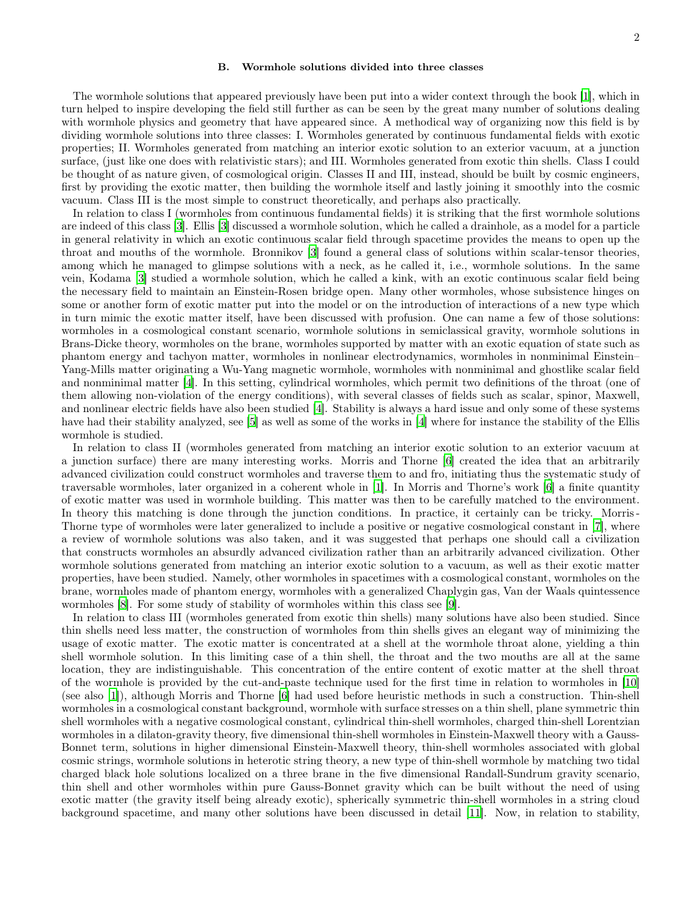### B. Wormhole solutions divided into three classes

The wormhole solutions that appeared previously have been put into a wider context through the book [1], which in turn helped to inspire developing the field still further as can be seen by the great many number of solutions dealing with wormhole physics and geometry that have appeared since. A methodical way of organizing now this field is by dividing wormhole solutions into three classes: I. Wormholes generated by continuous fundamental fields with exotic properties; II. Wormholes generated from matching an interior exotic solution to an exterior vacuum, at a junction surface, (just like one does with relativistic stars); and III. Wormholes generated from exotic thin shells. Class I could be thought of as nature given, of cosmological origin. Classes II and III, instead, should be built by cosmic engineers, first by providing the exotic matter, then building the wormhole itself and lastly joining it smoothly into the cosmic vacuum. Class III is the most simple to construct theoretically, and perhaps also practically.

In relation to class I (wormholes from continuous fundamental fields) it is striking that the first wormhole solutions are indeed of this class [3]. Ellis [3] discussed a wormhole solution, which he called a drainhole, as a model for a particle in general relativity in which an exotic continuous scalar field through spacetime provides the means to open up the throat and mouths of the wormhole. Bronnikov [3] found a general class of solutions within scalar-tensor theories, among which he managed to glimpse solutions with a neck, as he called it, i.e., wormhole solutions. In the same vein, Kodama [3] studied a wormhole solution, which he called a kink, with an exotic continuous scalar field being the necessary field to maintain an Einstein-Rosen bridge open. Many other wormholes, whose subsistence hinges on some or another form of exotic matter put into the model or on the introduction of interactions of a new type which in turn mimic the exotic matter itself, have been discussed with profusion. One can name a few of those solutions: wormholes in a cosmological constant scenario, wormhole solutions in semiclassical gravity, wormhole solutions in Brans-Dicke theory, wormholes on the brane, wormholes supported by matter with an exotic equation of state such as phantom energy and tachyon matter, wormholes in nonlinear electrodynamics, wormholes in nonminimal Einstein–Yang-Mills matter originating a Wu-Yang magnetic wormhole, wormholes with nonminimal and ghostlike scalar field and nonminimal matter [4]. In this setting, cylindrical wormholes, which permit two definitions of the throat (one of them allowing non-violation of the energy conditions), with several classes of fields such as scalar, spinor, Maxwell, and nonlinear electric fields have also been studied [4]. Stability is always a hard issue and only some of these systems have had their stability analyzed, see [5] as well as some of the works in [4] where for instance the stability of the Ellis wormhole is studied.

In relation to class II (wormholes generated from matching an interior exotic solution to an exterior vacuum at a junction surface) there are many interesting works. Morris and Thorne [6] created the idea that an arbitrarily advanced civilization could construct wormholes and traverse them to and fro, initiating thus the systematic study of traversable wormholes, later organized in a coherent whole in [1]. In Morris and Thorne's work [6] a finite quantity of exotic matter was used in wormhole building. This matter was then to be carefully matched to the environment. In theory this matching is done through the junction conditions. In practice, it certainly can be tricky. Morris-Thorne type of wormholes were later generalized to include a positive or negative cosmological constant in [7], where a review of wormhole solutions was also taken, and it was suggested that perhaps one should call a civilization that constructs wormholes an absurdly advanced civilization rather than an arbitrarily advanced civilization. Other wormhole solutions generated from matching an interior exotic solution to a vacuum, as well as their exotic matter properties, have been studied. Namely, other wormholes in spacetimes with a cosmological constant, wormholes on the brane, wormholes made of phantom energy, wormholes with a generalized Chaplygin gas, Van der Waals quintessence wormholes [8]. For some study of stability of wormholes within this class see [9].

In relation to class III (wormholes generated from exotic thin shells) many solutions have also been studied. Since thin shells need less matter, the construction of wormholes from thin shells gives an elegant way of minimizing the usage of exotic matter. The exotic matter is concentrated at a shell at the wormhole throat alone, yielding a thin shell wormhole solution. In this limiting case of a thin shell, the throat and the two mouths are all at the same location, they are indistinguishable. This concentration of the entire content of exotic matter at the shell throat of the wormhole is provided by the cut-and-paste technique used for the first time in relation to wormholes in [10] (see also [1]), although Morris and Thorne [6] had used before heuristic methods in such a construction. Thin-shell wormholes in a cosmological constant background, wormhole with surface stresses on a thin shell, plane symmetric thin shell wormholes with a negative cosmological constant, cylindrical thin-shell wormholes, charged thin-shell Lorentzian wormholes in a dilaton-gravity theory, five dimensional thin-shell wormholes in Einstein-Maxwell theory with a Gauss-Bonnet term, solutions in higher dimensional Einstein-Maxwell theory, thin-shell wormholes associated with global cosmic strings, wormhole solutions in heterotic string theory, a new type of thin-shell wormhole by matching two tidal charged black hole solutions localized on a three brane in the five dimensional Randall-Sundrum gravity scenario, thin shell and other wormholes within pure Gauss-Bonnet gravity which can be built without the need of using exotic matter (the gravity itself being already exotic), spherically symmetric thin-shell wormholes in a string cloud background spacetime, and many other solutions have been discussed in detail [11]. Now, in relation to stability,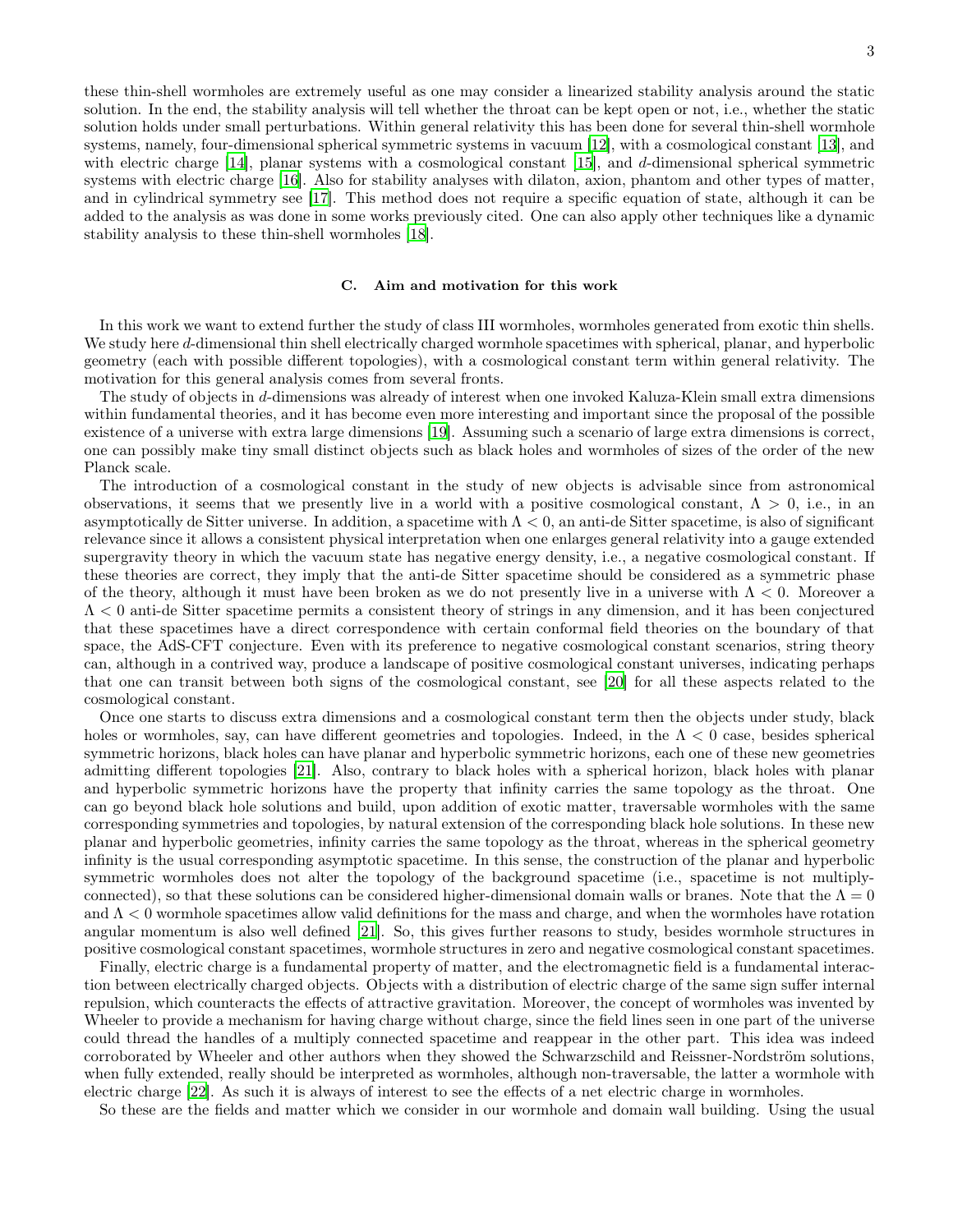these thin-shell wormholes are extremely useful as one may consider a linearized stability analysis around the static solution. In the end, the stability analysis will tell whether the throat can be kept open or not, i.e., whether the static solution holds under small perturbations. Within general relativity this has been done for several thin-shell wormhole systems, namely, four-dimensional spherical symmetric systems in vacuum [12], with a cosmological constant [13], and with electric charge [14], planar systems with a cosmological constant [15], and $d$-dimensional spherical symmetric systems with electric charge [16]. Also for stability analyses with dilaton, axion, phantom and other types of matter, and in cylindrical symmetry see [17]. This method does not require a specific equation of state, although it can be added to the analysis as was done in some works previously cited. One can also apply other techniques like a dynamic stability analysis to these thin-shell wormholes [18].

### C. Aim and motivation for this work

In this work we want to extend further the study of class III wormholes, wormholes generated from exotic thin shells. We study here $d$-dimensional thin shell electrically charged wormhole spacetimes with spherical, planar, and hyperbolic geometry (each with possible different topologies), with a cosmological constant term within general relativity. The motivation for this general analysis comes from several fronts.

The study of objects in $d$-dimensions was already of interest when one invoked Kaluza-Klein small extra dimensions within fundamental theories, and it has become even more interesting and important since the proposal of the possible existence of a universe with extra large dimensions [19]. Assuming such a scenario of large extra dimensions is correct, one can possibly make tiny small distinct objects such as black holes and wormholes of sizes of the order of the new Planck scale.

The introduction of a cosmological constant in the study of new objects is advisable since from astronomical observations, it seems that we presently live in a world with a positive cosmological constant, $\Lambda > 0$, i.e., in an asymptotically de Sitter universe. In addition, a spacetime with $\Lambda < 0$, an anti-de Sitter spacetime, is also of significant relevance since it allows a consistent physical interpretation when one enlarges general relativity into a gauge extended supergravity theory in which the vacuum state has negative energy density, i.e., a negative cosmological constant. If these theories are correct, they imply that the anti-de Sitter spacetime should be considered as a symmetric phase of the theory, although it must have been broken as we do not presently live in a universe with $\Lambda < 0$. Moreover a $\Lambda < 0$ anti-de Sitter spacetime permits a consistent theory of strings in any dimension, and it has been conjectured that these spacetimes have a direct correspondence with certain conformal field theories on the boundary of that space, the AdS-CFT conjecture. Even with its preference to negative cosmological constant scenarios, string theory can, although in a contrived way, produce a landscape of positive cosmological constant universes, indicating perhaps that one can transit between both signs of the cosmological constant, see [20] for all these aspects related to the cosmological constant.

Once one starts to discuss extra dimensions and a cosmological constant term then the objects under study, black holes or wormholes, say, can have different geometries and topologies. Indeed, in the $\Lambda < 0$ case, besides spherical symmetric horizons, black holes can have planar and hyperbolic symmetric horizons, each one of these new geometries admitting different topologies [21]. Also, contrary to black holes with a spherical horizon, black holes with planar and hyperbolic symmetric horizons have the property that infinity carries the same topology as the throat. One can go beyond black hole solutions and build, upon addition of exotic matter, traversable wormholes with the same corresponding symmetries and topologies, by natural extension of the corresponding black hole solutions. In these new planar and hyperbolic geometries, infinity carries the same topology as the throat, whereas in the spherical geometry infinity is the usual corresponding asymptotic spacetime. In this sense, the construction of the planar and hyperbolic symmetric wormholes does not alter the topology of the background spacetime (i.e., spacetime is not multiply-connected), so that these solutions can be considered higher-dimensional domain walls or branes. Note that the $\Lambda = 0$ and $\Lambda < 0$ wormhole spacetimes allow valid definitions for the mass and charge, and when the wormholes have rotation angular momentum is also well defined [21]. So, this gives further reasons to study, besides wormhole structures in positive cosmological constant spacetimes, wormhole structures in zero and negative cosmological constant spacetimes.

Finally, electric charge is a fundamental property of matter, and the electromagnetic field is a fundamental interaction between electrically charged objects. Objects with a distribution of electric charge of the same sign suffer internal repulsion, which counteracts the effects of attractive gravitation. Moreover, the concept of wormholes was invented by Wheeler to provide a mechanism for having charge without charge, since the field lines seen in one part of the universe could thread the handles of a multiply connected spacetime and reappear in the other part. This idea was indeed corroborated by Wheeler and other authors when they showed the Schwarzschild and Reissner-Nordström solutions, when fully extended, really should be interpreted as wormholes, although non-traversable, the latter a wormhole with electric charge [22]. As such it is always of interest to see the effects of a net electric charge in wormholes.

So these are the fields and matter which we consider in our wormhole and domain wall building. Using the usual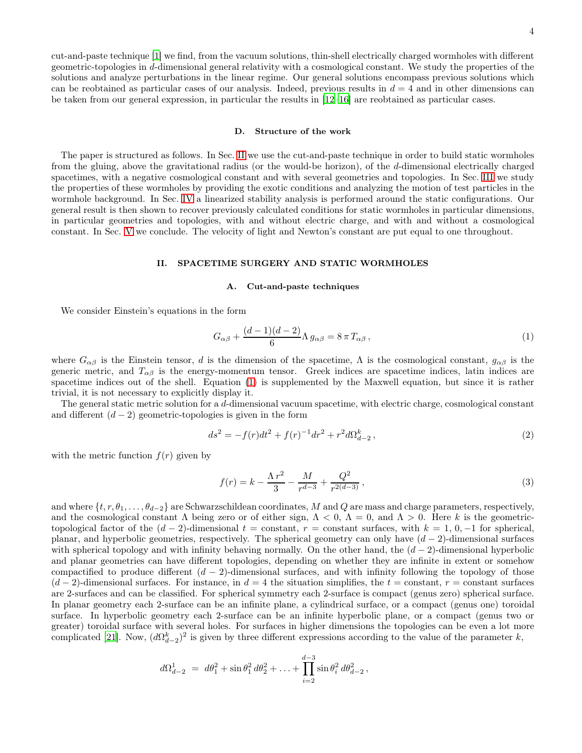cut-and-paste technique [1] we find, from the vacuum solutions, thin-shell electrically charged wormholes with different geometric-topologies in $d$-dimensional general relativity with a cosmological constant. We study the properties of the solutions and analyze perturbations in the linear regime. Our general solutions encompass previous solutions which can be reobtained as particular cases of our analysis. Indeed, previous results in $d = 4$ and in other dimensions can be taken from our general expression, in particular the results in [12–16] are reobtained as particular cases.

### D. Structure of the work

The paper is structured as follows. In Sec. II we use the cut-and-paste technique in order to build static wormholes from the gluing, above the gravitational radius (or the would-be horizon), of the $d$-dimensional electrically charged spacetimes, with a negative cosmological constant and with several geometries and topologies. In Sec. III we study the properties of these wormholes by providing the exotic conditions and analyzing the motion of test particles in the wormhole background. In Sec. IV a linearized stability analysis is performed around the static configurations. Our general result is then shown to recover previously calculated conditions for static wormholes in particular dimensions, in particular geometries and topologies, with and without electric charge, and with and without a cosmological constant. In Sec. V we conclude. The velocity of light and Newton's constant are put equal to one throughout.

## II. SPACETIME SURGERY AND STATIC WORMHOLES

### A. Cut-and-paste techniques

We consider Einstein's equations in the form

$$G_{\alpha\beta} + \frac{(d-1)(d-2)}{6}\Lambda\, g_{\alpha\beta} = 8\,\pi\, T_{\alpha\beta}\,, \tag{1}$$

where $G_{\alpha\beta}$ is the Einstein tensor, $d$ is the dimension of the spacetime, $\Lambda$ is the cosmological constant, $g_{\alpha\beta}$ is the generic metric, and $T_{\alpha\beta}$ is the energy-momentum tensor. Greek indices are spacetime indices, latin indices are spacetime indices out of the shell. Equation (1) is supplemented by the Maxwell equation, but since it is rather trivial, it is not necessary to explicitly display it.

The general static metric solution for a $d$-dimensional vacuum spacetime, with electric charge, cosmological constant and different $(d-2)$ geometric-topologies is given in the form

$$ds^2 = -f(r)dt^2 + f(r)^{-1}dr^2 + r^2 d\Omega^k_{d-2}\,, \tag{2}$$

with the metric function $f(r)$ given by

$$f(r) = k - \frac{\Lambda\, r^2}{3} - \frac{M}{r^{d-3}} + \frac{Q^2}{r^{2(d-3)}}\,, \tag{3}$$

and where $\{t, r, \theta_1, \ldots, \theta_{d-2}\}$ are Schwarzschildean coordinates, $M$ and $Q$ are mass and charge parameters, respectively, and the cosmological constant $\Lambda$ being zero or of either sign, $\Lambda < 0$, $\Lambda = 0$, and $\Lambda > 0$. Here $k$ is the geometric-topological factor of the $(d-2)$-dimensional $t =$ constant, $r =$ constant surfaces, with $k = 1, 0, -1$ for spherical, planar, and hyperbolic geometries, respectively. The spherical geometry can only have $(d-2)$-dimensional surfaces with spherical topology and with infinity behaving normally. On the other hand, the $(d-2)$-dimensional hyperbolic and planar geometries can have different topologies, depending on whether they are infinite in extent or somehow compactified to produce different $(d-2)$-dimensional surfaces, and with infinity following the topology of those $(d-2)$-dimensional surfaces. For instance, in $d = 4$ the situation simplifies, the $t =$ constant, $r =$ constant surfaces are 2-surfaces and can be classified. For spherical symmetry each 2-surface is compact (genus zero) spherical surface. In planar geometry each 2-surface can be an infinite plane, a cylindrical surface, or a compact (genus one) toroidal surface. In hyperbolic geometry each 2-surface can be an infinite hyperbolic plane, or a compact (genus two or greater) toroidal surface with several holes. For surfaces in higher dimensions the topologies can be even a lot more complicated [21]. Now, $(d\Omega^k_{d-2})^2$ is given by three different expressions according to the value of the parameter $k$,

$$d\Omega^1_{d-2} \;=\; d\theta_1^2 + \sin\theta_1^2\, d\theta_2^2 + \ldots + \prod_{i=2}^{d-3}\sin\theta_i^2\, d\theta_{d-2}^2\,,$$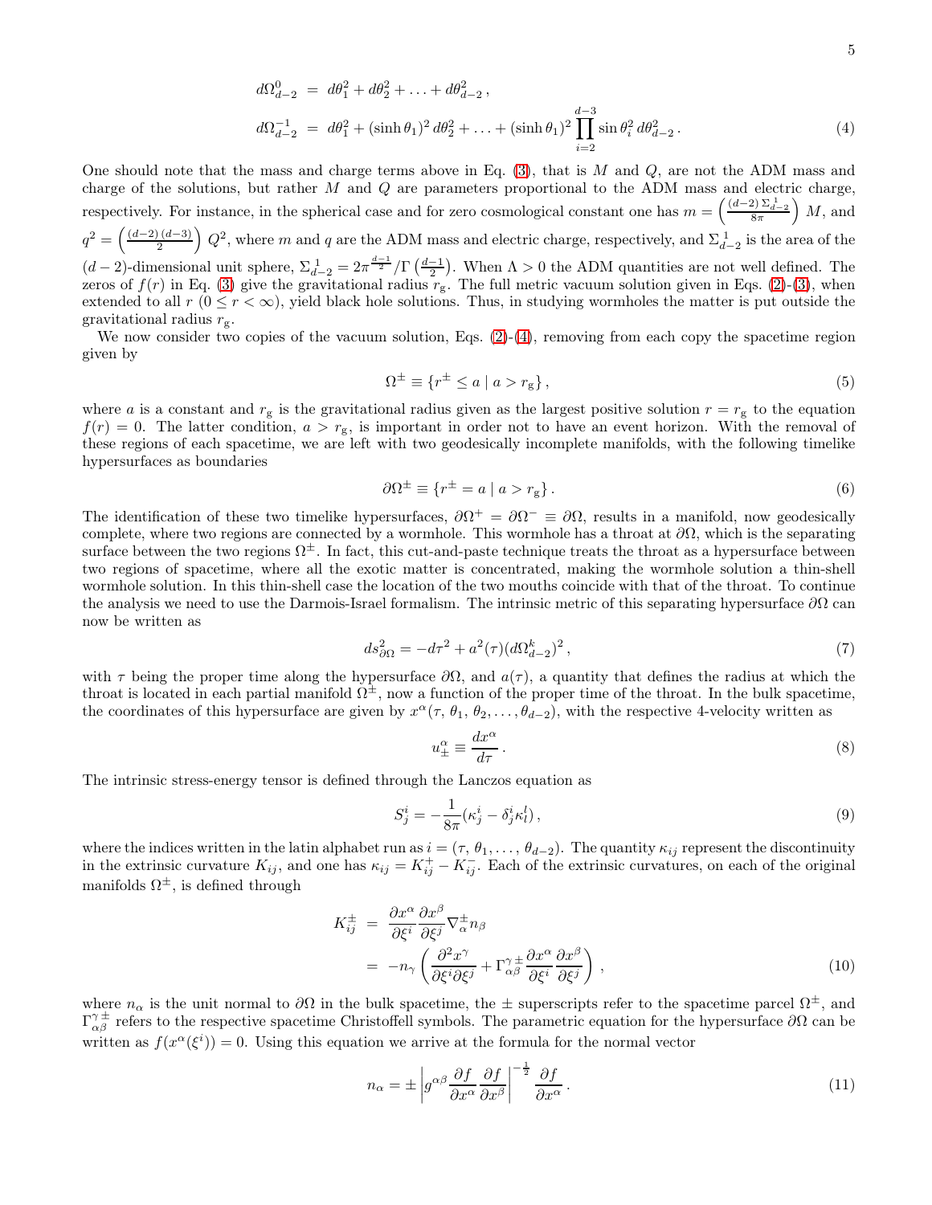$$
\begin{aligned}
d\Omega^0_{d-2} &= d\theta_1^2 + d\theta_2^2 + \ldots + d\theta_{d-2}^2\,, \\
d\Omega^{-1}_{d-2} &= d\theta_1^2 + (\sinh\theta_1)^2\, d\theta_2^2 + \ldots + (\sinh\theta_1)^2 \prod_{i=2}^{d-3} \sin\theta_i^2\, d\theta_{d-2}^2\,.
\end{aligned}
\tag{4}
$$

One should note that the mass and charge terms above in Eq. (3), that is $M$ and $Q$, are not the ADM mass and charge of the solutions, but rather $M$ and $Q$ are parameters proportional to the ADM mass and electric charge, respectively. For instance, in the spherical case and for zero cosmological constant one has $m = \left(\frac{(d-2)\,\Sigma^1_{d-2}}{8\pi}\right) M$, and $q^2 = \left(\frac{(d-2)\,(d-3)}{2}\right) Q^2$, where $m$ and $q$ are the ADM mass and electric charge, respectively, and $\Sigma^1_{d-2}$ is the area of the $(d-2)$-dimensional unit sphere, $\Sigma^1_{d-2} = 2\pi^{\frac{d-1}{2}}/\Gamma\left(\frac{d-1}{2}\right)$. When $\Lambda > 0$ the ADM quantities are not well defined. The zeros of $f(r)$ in Eq. (3) give the gravitational radius $r_{\rm g}$. The full metric vacuum solution given in Eqs. (2)-(3), when extended to all $r$ ($0 \le r < \infty$), yield black hole solutions. Thus, in studying wormholes the matter is put outside the gravitational radius $r_{\rm g}$.

We now consider two copies of the vacuum solution, Eqs. (2)-(4), removing from each copy the spacetime region given by

$$
\Omega^\pm \equiv \{ r^\pm \le a \mid a > r_{\rm g} \}\,,
\tag{5}
$$

where $a$ is a constant and $r_{\rm g}$ is the gravitational radius given as the largest positive solution $r = r_{\rm g}$ to the equation $f(r) = 0$. The latter condition, $a > r_{\rm g}$, is important in order not to have an event horizon. With the removal of these regions of each spacetime, we are left with two geodesically incomplete manifolds, with the following timelike hypersurfaces as boundaries

$$
\partial\Omega^\pm \equiv \{ r^\pm = a \mid a > r_{\rm g} \}\,.
\tag{6}
$$

The identification of these two timelike hypersurfaces, $\partial\Omega^+ = \partial\Omega^- \equiv \partial\Omega$, results in a manifold, now geodesically complete, where two regions are connected by a wormhole. This wormhole has a throat at $\partial\Omega$, which is the separating surface between the two regions $\Omega^\pm$. In fact, this cut-and-paste technique treats the throat as a hypersurface between two regions of spacetime, where all the exotic matter is concentrated, making the wormhole solution a thin-shell wormhole solution. In this thin-shell case the location of the two mouths coincide with that of the throat. To continue the analysis we need to use the Darmois-Israel formalism. The intrinsic metric of this separating hypersurface $\partial\Omega$ can now be written as

$$
ds^2_{\partial\Omega} = -d\tau^2 + a^2(\tau)(d\Omega^k_{d-2})^2\,,
\tag{7}
$$

with $\tau$ being the proper time along the hypersurface $\partial\Omega$, and $a(\tau)$, a quantity that defines the radius at which the throat is located in each partial manifold $\Omega^\pm$, now a function of the proper time of the throat. In the bulk spacetime, the coordinates of this hypersurface are given by $x^\alpha(\tau, \theta_1, \theta_2, \ldots, \theta_{d-2})$, with the respective 4-velocity written as

$$
u^\alpha_\pm \equiv \frac{dx^\alpha}{d\tau}\,.
\tag{8}
$$

The intrinsic stress-energy tensor is defined through the Lanczos equation as

$$
S^i_j = -\frac{1}{8\pi}(\kappa^i_j - \delta^i_j \kappa^l_l)\,,
\tag{9}
$$

where the indices written in the latin alphabet run as $i = (\tau, \theta_1, \ldots, \theta_{d-2})$. The quantity $\kappa_{ij}$ represent the discontinuity in the extrinsic curvature $K_{ij}$, and one has $\kappa_{ij} = K^+_{ij} - K^-_{ij}$. Each of the extrinsic curvatures, on each of the original manifolds $\Omega^\pm$, is defined through

$$
\begin{aligned}
K^\pm_{ij} &= \frac{\partial x^\alpha}{\partial \xi^i}\frac{\partial x^\beta}{\partial \xi^j}\nabla^\pm_\alpha n_\beta \\
&= -n_\gamma \left( \frac{\partial^2 x^\gamma}{\partial \xi^i \partial \xi^j} + \Gamma^{\gamma\,\pm}_{\alpha\beta}\frac{\partial x^\alpha}{\partial \xi^i}\frac{\partial x^\beta}{\partial \xi^j} \right)\,,
\end{aligned}
\tag{10}
$$

where $n_\alpha$ is the unit normal to $\partial\Omega$ in the bulk spacetime, the $\pm$ superscripts refer to the spacetime parcel $\Omega^\pm$, and $\Gamma^{\gamma\,\pm}_{\alpha\beta}$ refers to the respective spacetime Christoffell symbols. The parametric equation for the hypersurface $\partial\Omega$ can be written as $f(x^\alpha(\xi^i)) = 0$. Using this equation we arrive at the formula for the normal vector

$$
n_\alpha = \pm \left| g^{\alpha\beta}\frac{\partial f}{\partial x^\alpha}\frac{\partial f}{\partial x^\beta} \right|^{-\frac{1}{2}} \frac{\partial f}{\partial x^\alpha}\,.
\tag{11}
$$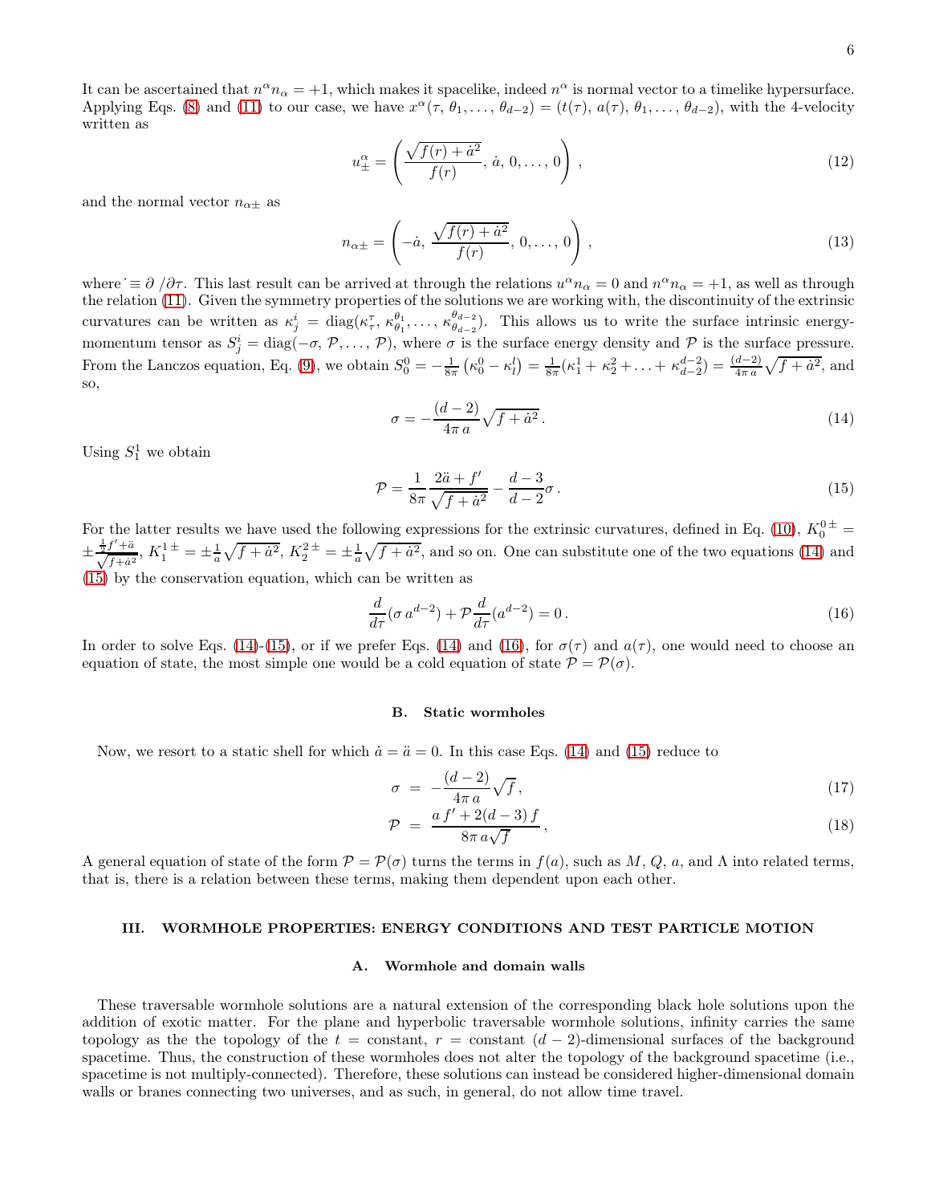It can be ascertained that $n^\alpha n_\alpha = +1$, which makes it spacelike, indeed $n^\alpha$ is normal vector to a timelike hypersurface. Applying Eqs. (8) and (11) to our case, we have $x^\alpha(\tau, \theta_1, \ldots, \theta_{d-2}) = (t(\tau), a(\tau), \theta_1, \ldots, \theta_{d-2})$, with the 4-velocity written as

$$u^\alpha_\pm = \left( \frac{\sqrt{f(r) + \dot{a}^2}}{f(r)}, \, \dot{a}, \, 0, \ldots, 0 \right) , \tag{12}$$

and the normal vector $n_{\alpha\pm}$ as

$$n_{\alpha\pm} = \left( -\dot{a}, \, \frac{\sqrt{f(r) + \dot{a}^2}}{f(r)}, \, 0, \ldots, 0 \right) , \tag{13}$$

where $\dot{} \equiv \partial \,/\partial\tau$. This last result can be arrived at through the relations $u^\alpha n_\alpha = 0$ and $n^\alpha n_\alpha = +1$, as well as through the relation (11). Given the symmetry properties of the solutions we are working with, the discontinuity of the extrinsic curvatures can be written as $\kappa^i_{\,j} = \mathrm{diag}(\kappa^\tau_{\,\tau}, \, \kappa^{\theta_1}_{\,\theta_1}, \ldots, \kappa^{\theta_{d-2}}_{\,\theta_{d-2}})$. This allows us to write the surface intrinsic energy-momentum tensor as $S^i_{\,j} = \mathrm{diag}(-\sigma, \, \mathcal{P}, \ldots, \mathcal{P})$, where $\sigma$ is the surface energy density and $\mathcal{P}$ is the surface pressure. From the Lanczos equation, Eq. (9), we obtain $S^0_{\,0} = -\frac{1}{8\pi}\left(\kappa^0_{\,0} - \kappa^l_{\,l}\right) = \frac{1}{8\pi}(\kappa^1_{\,1} + \kappa^2_{\,2} + \ldots + \kappa^{d-2}_{\,d-2}) = \frac{(d-2)}{4\pi\, a}\sqrt{f + \dot{a}^2}$, and so,

$$\sigma = -\frac{(d-2)}{4\pi\, a}\sqrt{f + \dot{a}^2}\,. \tag{14}$$

Using $S^1_{\,1}$ we obtain

$$\mathcal{P} = \frac{1}{8\pi}\frac{2\ddot{a} + f'}{\sqrt{f + \dot{a}^2}} - \frac{d-3}{d-2}\sigma\,. \tag{15}$$

For the latter results we have used the following expressions for the extrinsic curvatures, defined in Eq. (10), $K^{0\,\pm}_{\,0} = \pm\frac{\frac{1}{2}f' + \ddot{a}}{\sqrt{f + \dot{a}^2}}$, $K^{1\,\pm}_{\,1} = \pm\frac{1}{a}\sqrt{f + \dot{a}^2}$, $K^{2\,\pm}_{\,2} = \pm\frac{1}{a}\sqrt{f + \dot{a}^2}$, and so on. One can substitute one of the two equations (14) and (15) by the conservation equation, which can be written as

$$\frac{d}{d\tau}(\sigma\, a^{d-2}) + \mathcal{P}\frac{d}{d\tau}(a^{d-2}) = 0\,. \tag{16}$$

In order to solve Eqs. (14)-(15), or if we prefer Eqs. (14) and (16), for $\sigma(\tau)$ and $a(\tau)$, one would need to choose an equation of state, the most simple one would be a cold equation of state $\mathcal{P} = \mathcal{P}(\sigma)$.

### B. Static wormholes

Now, we resort to a static shell for which $\dot{a} = \ddot{a} = 0$. In this case Eqs. (14) and (15) reduce to

$$\sigma \;=\; -\frac{(d-2)}{4\pi\, a}\sqrt{f}\,, \tag{17}$$

$$\mathcal{P} \;=\; \frac{a\, f' + 2(d-3)\, f}{8\pi\, a\sqrt{f}}\,, \tag{18}$$

A general equation of state of the form $\mathcal{P} = \mathcal{P}(\sigma)$ turns the terms in $f(a)$, such as $M$, $Q$, $a$, and $\Lambda$ into related terms, that is, there is a relation between these terms, making them dependent upon each other.

## III. WORMHOLE PROPERTIES: ENERGY CONDITIONS AND TEST PARTICLE MOTION

### A. Wormhole and domain walls

These traversable wormhole solutions are a natural extension of the corresponding black hole solutions upon the addition of exotic matter. For the plane and hyperbolic traversable wormhole solutions, infinity carries the same topology as the the topology of the $t$ = constant, $r$ = constant $(d-2)$-dimensional surfaces of the background spacetime. Thus, the construction of these wormholes does not alter the topology of the background spacetime (i.e., spacetime is not multiply-connected). Therefore, these solutions can instead be considered higher-dimensional domain walls or branes connecting two universes, and as such, in general, do not allow time travel.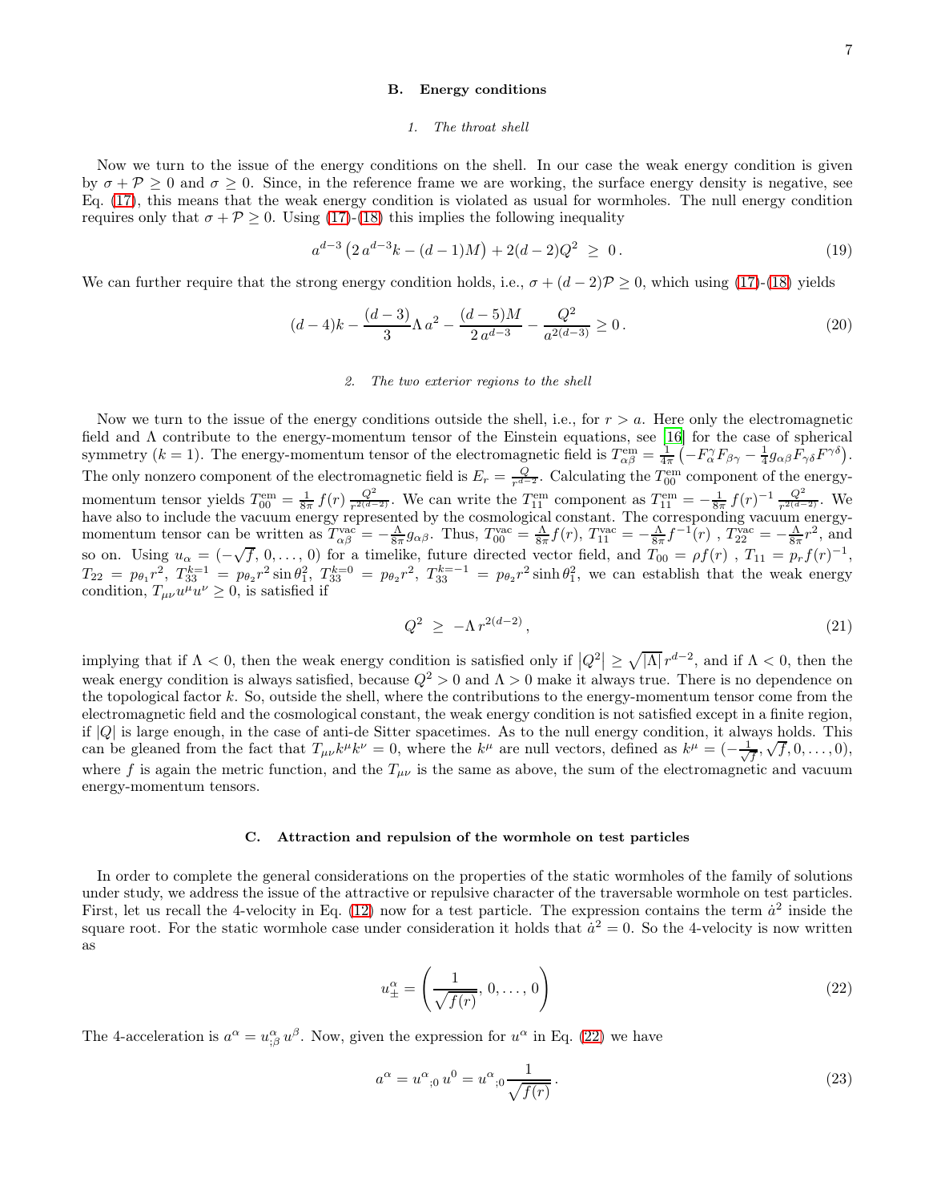### B. Energy conditions

#### 1. The throat shell

Now we turn to the issue of the energy conditions on the shell. In our case the weak energy condition is given by $\sigma + \mathcal{P} \geq 0$ and $\sigma \geq 0$. Since, in the reference frame we are working, the surface energy density is negative, see Eq. (17), this means that the weak energy condition is violated as usual for wormholes. The null energy condition requires only that $\sigma + \mathcal{P} \geq 0$. Using (17)-(18) this implies the following inequality

$$a^{d-3}\left(2\,a^{d-3}k - (d-1)M\right) + 2(d-2)Q^2 \;\geq\; 0\,. \tag{19}$$

We can further require that the strong energy condition holds, i.e., $\sigma + (d-2)\mathcal{P} \geq 0$, which using (17)-(18) yields

$$(d-4)k - \frac{(d-3)}{3}\Lambda\, a^2 - \frac{(d-5)M}{2\,a^{d-3}} - \frac{Q^2}{a^{2(d-3)}} \geq 0\,. \tag{20}$$

#### 2. The two exterior regions to the shell

Now we turn to the issue of the energy conditions outside the shell, i.e., for $r > a$. Here only the electromagnetic field and $\Lambda$ contribute to the energy-momentum tensor of the Einstein equations, see [16] for the case of spherical symmetry ($k = 1$). The energy-momentum tensor of the electromagnetic field is $T^{\rm em}_{\alpha\beta} = \frac{1}{4\pi}\left(-F_\alpha^{\;\gamma}F_{\beta\gamma} - \frac{1}{4}g_{\alpha\beta}F_{\gamma\delta}F^{\gamma\delta}\right)$. The only nonzero component of the electromagnetic field is $E_r = \frac{Q}{r^{d-2}}$. Calculating the $T^{\rm em}_{00}$ component of the energy-momentum tensor yields $T^{\rm em}_{00} = \frac{1}{8\pi}\,f(r)\,\frac{Q^2}{r^{2(d-2)}}$. We can write the $T^{\rm em}_{11}$ component as $T^{\rm em}_{11} = -\frac{1}{8\pi}\,f(r)^{-1}\,\frac{Q^2}{r^{2(d-2)}}$. We have also to include the vacuum energy represented by the cosmological constant. The corresponding vacuum energy-momentum tensor can be written as $T^{\rm vac}_{\alpha\beta} = -\frac{\Lambda}{8\pi}g_{\alpha\beta}$. Thus, $T^{\rm vac}_{00} = \frac{\Lambda}{8\pi}f(r)$, $T^{\rm vac}_{11} = -\frac{\Lambda}{8\pi}f^{-1}(r)$ , $T^{\rm vac}_{22} = -\frac{\Lambda}{8\pi}r^2$, and so on. Using $u_\alpha = (-\sqrt{f}, 0, \ldots, 0)$ for a timelike, future directed vector field, and $T_{00} = \rho f(r)$ , $T_{11} = p_r f(r)^{-1}$, $T_{22} = p_{\theta_1}r^2$, $T^{k=1}_{33} = p_{\theta_2}r^2\sin\theta_1^2$, $T^{k=0}_{33} = p_{\theta_2}r^2$, $T^{k=-1}_{33} = p_{\theta_2}r^2\sinh\theta_1^2$, we can establish that the weak energy condition, $T_{\mu\nu}u^\mu u^\nu \geq 0$, is satisfied if

$$Q^2 \;\geq\; -\Lambda\, r^{2(d-2)}\,, \tag{21}$$

implying that if $\Lambda < 0$, then the weak energy condition is satisfied only if $\left|Q^2\right| \geq \sqrt{|\Lambda|}\,r^{d-2}$, and if $\Lambda < 0$, then the weak energy condition is always satisfied, because $Q^2 > 0$ and $\Lambda > 0$ make it always true. There is no dependence on the topological factor $k$. So, outside the shell, where the contributions to the energy-momentum tensor come from the electromagnetic field and the cosmological constant, the weak energy condition is not satisfied except in a finite region, if $|Q|$ is large enough, in the case of anti-de Sitter spacetimes. As to the null energy condition, it always holds. This can be gleaned from the fact that $T_{\mu\nu}k^\mu k^\nu = 0$, where the $k^\mu$ are null vectors, defined as $k^\mu = (-\frac{1}{\sqrt{f}}, \sqrt{f}, 0, \ldots, 0)$, where $f$ is again the metric function, and the $T_{\mu\nu}$ is the same as above, the sum of the electromagnetic and vacuum energy-momentum tensors.

### C. Attraction and repulsion of the wormhole on test particles

In order to complete the general considerations on the properties of the static wormholes of the family of solutions under study, we address the issue of the attractive or repulsive character of the traversable wormhole on test particles. First, let us recall the 4-velocity in Eq. (12) now for a test particle. The expression contains the term $\dot{a}^2$ inside the square root. For the static wormhole case under consideration it holds that $\dot{a}^2 = 0$. So the 4-velocity is now written as

$$u^\alpha_\pm = \left(\frac{1}{\sqrt{f(r)}}, 0, \ldots, 0\right) \tag{22}$$

The 4-acceleration is $a^\alpha = u^\alpha_{;\beta}\,u^\beta$. Now, given the expression for $u^\alpha$ in Eq. (22) we have

$$a^\alpha = u^\alpha{}_{;0}\,u^0 = u^\alpha{}_{;0}\frac{1}{\sqrt{f(r)}}\,. \tag{23}$$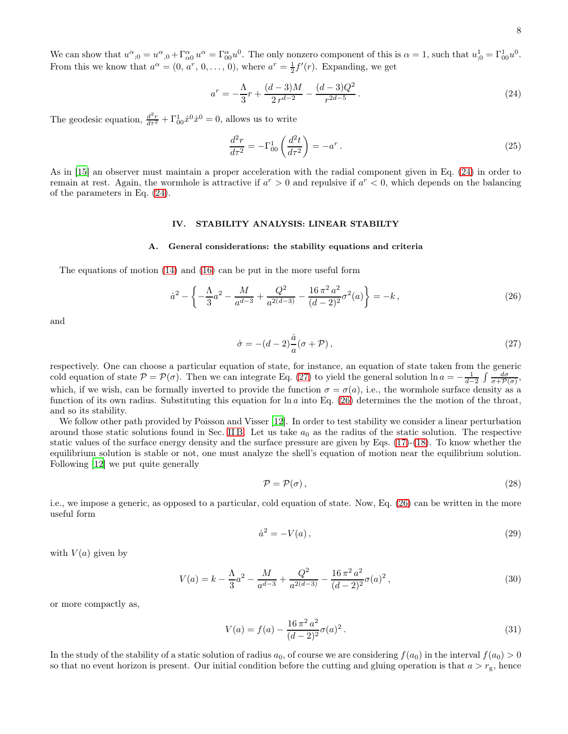We can show that $u^{\alpha}{}_{;0} = u^{\alpha}{}_{,0} + \Gamma^{\alpha}_{\alpha 0}\, u^{\alpha} = \Gamma^{\alpha}_{00} u^0$. The only nonzero component of this is $\alpha = 1$, such that $u^1_{;0} = \Gamma^1_{00} u^0$. From this we know that $a^{\alpha} = (0,\, a^r,\, 0, \ldots, 0)$, where $a^r = \frac{1}{2} f'(r)$. Expanding, we get

$$
a^r = -\frac{\Lambda}{3} r + \frac{(d-3)M}{2\, r^{d-2}} - \frac{(d-3)Q^2}{r^{2d-5}}\,. \tag{24}
$$

The geodesic equation, $\frac{d^2 r}{d\tau^2} + \Gamma^1_{00} \dot{x}^0 \dot{x}^0 = 0$, allows us to write

$$
\frac{d^2 r}{d\tau^2} = -\Gamma^1_{00} \left( \frac{d^2 t}{d\tau^2} \right) = -a^r\,. \tag{25}
$$

As in [15] an observer must maintain a proper acceleration with the radial component given in Eq. (24) in order to remain at rest. Again, the wormhole is attractive if $a^r > 0$ and repulsive if $a^r < 0$, which depends on the balancing of the parameters in Eq. (24).

## IV. STABILITY ANALYSIS: LINEAR STABILTY

### A. General considerations: the stability equations and criteria

The equations of motion (14) and (16) can be put in the more useful form

$$
\dot{a}^2 - \left\{ -\frac{\Lambda}{3} a^2 - \frac{M}{a^{d-3}} + \frac{Q^2}{a^{2(d-3)}} - \frac{16\,\pi^2\, a^2}{(d-2)^2} \sigma^2(a) \right\} = -k\,, \tag{26}
$$

and

$$
\dot{\sigma} = -(d-2) \frac{\dot{a}}{a} (\sigma + \mathcal{P})\,, \tag{27}
$$

respectively. One can choose a particular equation of state, for instance, an equation of state taken from the generic cold equation of state $\mathcal{P} = \mathcal{P}(\sigma)$. Then we can integrate Eq. (27) to yield the general solution $\ln a = -\frac{1}{d-2} \int \frac{d\sigma}{\sigma + \mathcal{P}(\sigma)}$, which, if we wish, can be formally inverted to provide the function $\sigma = \sigma(a)$, i.e., the wormhole surface density as a function of its own radius. Substituting this equation for $\ln a$ into Eq. (26) determines the the motion of the throat, and so its stability.

We follow other path provided by Poisson and Visser [12]. In order to test stability we consider a linear perturbation around those static solutions found in Sec. II B. Let us take $a_0$ as the radius of the static solution. The respective static values of the surface energy density and the surface pressure are given by Eqs. (17)-(18). To know whether the equilibrium solution is stable or not, one must analyze the shell's equation of motion near the equilibrium solution. Following [12] we put quite generally

$$
\mathcal{P} = \mathcal{P}(\sigma)\,, \tag{28}
$$

i.e., we impose a generic, as opposed to a particular, cold equation of state. Now, Eq. (26) can be written in the more useful form

$$
\dot{a}^2 = -V(a)\,, \tag{29}
$$

with $V(a)$ given by

$$
V(a) = k - \frac{\Lambda}{3} a^2 - \frac{M}{a^{d-3}} + \frac{Q^2}{a^{2(d-3)}} - \frac{16\,\pi^2\, a^2}{(d-2)^2} \sigma(a)^2\,, \tag{30}
$$

or more compactly as,

$$
V(a) = f(a) - \frac{16\,\pi^2\, a^2}{(d-2)^2} \sigma(a)^2\,. \tag{31}
$$

In the study of the stability of a static solution of radius $a_0$, of course we are considering $f(a_0)$ in the interval $f(a_0) > 0$ so that no event horizon is present. Our initial condition before the cutting and gluing operation is that $a > r_{\rm g}$, hence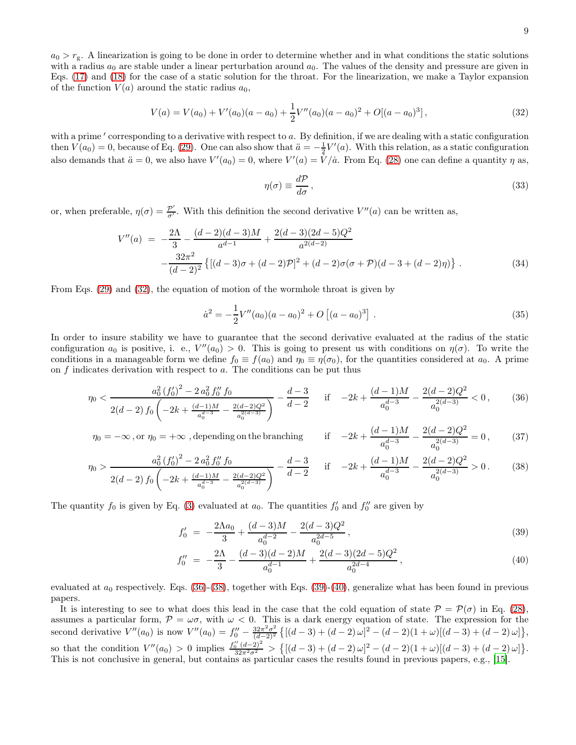$a_0 > r_{\rm g}$. A linearization is going to be done in order to determine whether and in what conditions the static solutions with a radius $a_0$ are stable under a linear perturbation around $a_0$. The values of the density and pressure are given in Eqs. (17) and (18) for the case of a static solution for the throat. For the linearization, we make a Taylor expansion of the function $V(a)$ around the static radius $a_0$,

$$V(a) = V(a_0) + V'(a_0)(a-a_0) + \frac{1}{2}V''(a_0)(a-a_0)^2 + O[(a-a_0)^3]\,, \tag{32}$$

with a prime $'$ corresponding to a derivative with respect to $a$. By definition, if we are dealing with a static configuration then $V(a_0)=0$, because of Eq. (29). One can also show that $\ddot{a} = -\frac{1}{2}V'(a)$. With this relation, as a static configuration also demands that $\ddot{a}=0$, we also have $V'(a_0)=0$, where $V'(a) = \dot{V}/\dot{a}$. From Eq. (28) one can define a quantity $\eta$ as,

$$\eta(\sigma) \equiv \frac{d\mathcal{P}}{d\sigma}\,, \tag{33}$$

or, when preferable, $\eta(\sigma) = \frac{\mathcal{P}'}{\sigma'}$. With this definition the second derivative $V''(a)$ can be written as,

$$\begin{aligned} V''(a) \;=\; & -\frac{2\Lambda}{3} - \frac{(d-2)(d-3)M}{a^{d-1}} + \frac{2(d-3)(2d-5)Q^2}{a^{2(d-2)}} \\ & -\frac{32\pi^2}{(d-2)^2}\left\{[(d-3)\sigma + (d-2)\mathcal{P}]^2 + (d-2)\sigma(\sigma+\mathcal{P})(d-3+(d-2)\eta)\right\}\,. \end{aligned} \tag{34}$$

From Eqs. (29) and (32), the equation of motion of the wormhole throat is given by

$$\dot{a}^2 = -\frac{1}{2}V''(a_0)(a-a_0)^2 + O\left[(a-a_0)^3\right]\,. \tag{35}$$

In order to insure stability we have to guarantee that the second derivative evaluated at the radius of the static configuration $a_0$ is positive, i. e., $V''(a_0) > 0$. This is going to present us with conditions on $\eta(\sigma)$. To write the conditions in a manageable form we define $f_0 \equiv f(a_0)$ and $\eta_0 \equiv \eta(\sigma_0)$, for the quantities considered at $a_0$. A prime on $f$ indicates derivation with respect to $a$. The conditions can be put thus

$$\eta_0 < \frac{a_0^2\,(f_0')^2 - 2\,a_0^2\,f_0''\,f_0}{2(d-2)\,f_0\left(-2k + \frac{(d-1)M}{a_0^{d-3}} - \frac{2(d-2)Q^2}{a_0^{2(d-3)}}\right)} - \frac{d-3}{d-2} \quad \text{if} \quad -2k + \frac{(d-1)M}{a_0^{d-3}} - \frac{2(d-2)Q^2}{a_0^{2(d-3)}} < 0\,, \tag{36}$$

$$\eta_0 = -\infty\,,\text{or}\ \eta_0 = +\infty\ ,\text{depending on the branching} \quad \text{if} \quad -2k + \frac{(d-1)M}{a_0^{d-3}} - \frac{2(d-2)Q^2}{a_0^{2(d-3)}} = 0\,, \tag{37}$$

$$\eta_0 > \frac{a_0^2\,(f_0')^2 - 2\,a_0^2\,f_0''\,f_0}{2(d-2)\,f_0\left(-2k + \frac{(d-1)M}{a_0^{d-3}} - \frac{2(d-2)Q^2}{a_0^{2(d-3)}}\right)} - \frac{d-3}{d-2} \quad \text{if} \quad -2k + \frac{(d-1)M}{a_0^{d-3}} - \frac{2(d-2)Q^2}{a_0^{2(d-3)}} > 0\,. \tag{38}$$

The quantity $f_0$ is given by Eq. (3) evaluated at $a_0$. The quantities $f_0'$ and $f_0''$ are given by

$$f_0' \;=\; -\frac{2\Lambda a_0}{3} + \frac{(d-3)M}{a_0^{d-2}} - \frac{2(d-3)Q^2}{a_0^{2d-5}}\,, \tag{39}$$

$$f_0'' \;=\; -\frac{2\Lambda}{3} - \frac{(d-3)(d-2)M}{a_0^{d-1}} + \frac{2(d-3)(2d-5)Q^2}{a_0^{2d-4}}\,, \tag{40}$$

evaluated at $a_0$ respectively. Eqs. (36)-(38), together with Eqs. (39)-(40), generalize what has been found in previous papers.

It is interesting to see to what does this lead in the case that the cold equation of state $\mathcal{P} = \mathcal{P}(\sigma)$ in Eq. (28), assumes a particular form, $\mathcal{P} = \omega\sigma$, with $\omega < 0$. This is a dark energy equation of state. The expression for the second derivative $V''(a_0)$ is now $V''(a_0) = f_0'' - \frac{32\pi^2\sigma^2}{(d-2)^2}\left\{[(d-3)+(d-2)\,\omega]^2 - (d-2)(1+\omega)[(d-3)+(d-2)\,\omega]\right\}$, so that the condition $V''(a_0) > 0$ implies $\frac{f_0''\,(d-2)^2}{32\pi^2\sigma^2} > \left\{[(d-3)+(d-2)\,\omega]^2 - (d-2)(1+\omega)[(d-3)+(d-2)\,\omega]\right\}$. This is not conclusive in general, but contains as particular cases the results found in previous papers, e.g., [15].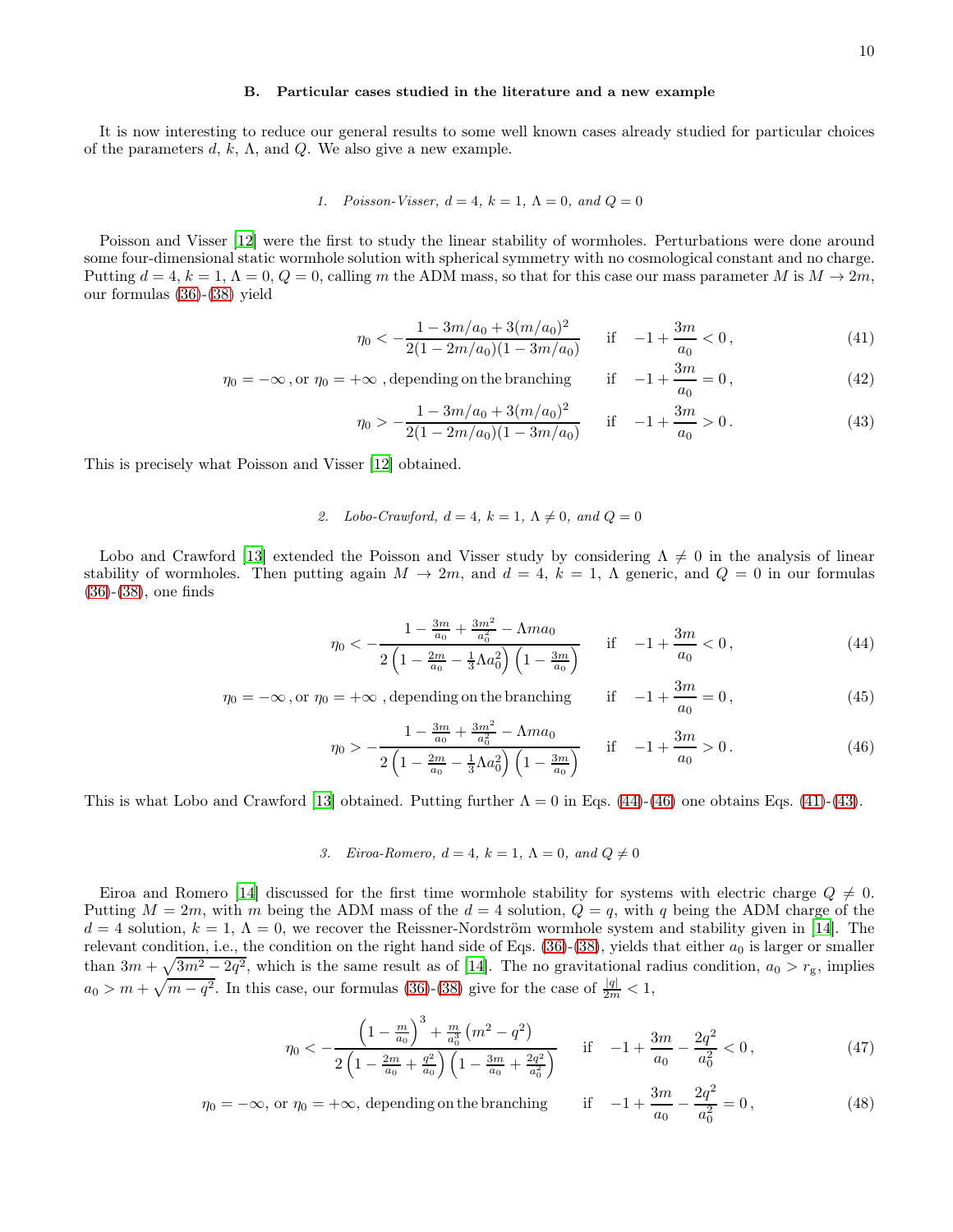### B. Particular cases studied in the literature and a new example

It is now interesting to reduce our general results to some well known cases already studied for particular choices of the parameters $d$, $k$, $\Lambda$, and $Q$. We also give a new example.

#### 1. Poisson-Visser, $d = 4$, $k = 1$, $\Lambda = 0$, and $Q = 0$

Poisson and Visser [12] were the first to study the linear stability of wormholes. Perturbations were done around some four-dimensional static wormhole solution with spherical symmetry with no cosmological constant and no charge. Putting $d = 4$, $k = 1$, $\Lambda = 0$, $Q = 0$, calling $m$ the ADM mass, so that for this case our mass parameter $M$ is $M \to 2m$, our formulas (36)-(38) yield

$$\eta_0 < -\frac{1 - 3m/a_0 + 3(m/a_0)^2}{2(1 - 2m/a_0)(1 - 3m/a_0)} \qquad \text{if} \quad -1 + \frac{3m}{a_0} < 0\,, \tag{41}$$

$$\eta_0 = -\infty\,, \text{or } \eta_0 = +\infty\,, \text{depending on the branching} \qquad \text{if} \quad -1 + \frac{3m}{a_0} = 0\,, \tag{42}$$

$$\eta_0 > -\frac{1 - 3m/a_0 + 3(m/a_0)^2}{2(1 - 2m/a_0)(1 - 3m/a_0)} \qquad \text{if} \quad -1 + \frac{3m}{a_0} > 0\,. \tag{43}$$

This is precisely what Poisson and Visser [12] obtained.

#### 2. Lobo-Crawford, $d = 4$, $k = 1$, $\Lambda \neq 0$, and $Q = 0$

Lobo and Crawford [13] extended the Poisson and Visser study by considering $\Lambda \neq 0$ in the analysis of linear stability of wormholes. Then putting again $M \to 2m$, and $d = 4$, $k = 1$, $\Lambda$ generic, and $Q = 0$ in our formulas (36)-(38), one finds

$$\eta_0 < -\frac{1 - \frac{3m}{a_0} + \frac{3m^2}{a_0^2} - \Lambda m a_0}{2\left(1 - \frac{2m}{a_0} - \frac{1}{3}\Lambda a_0^2\right)\left(1 - \frac{3m}{a_0}\right)} \qquad \text{if} \quad -1 + \frac{3m}{a_0} < 0\,, \tag{44}$$

$$\eta_0 = -\infty\,, \text{or } \eta_0 = +\infty\,, \text{depending on the branching} \qquad \text{if} \quad -1 + \frac{3m}{a_0} = 0\,, \tag{45}$$

$$\eta_0 > -\frac{1 - \frac{3m}{a_0} + \frac{3m^2}{a_0^2} - \Lambda m a_0}{2\left(1 - \frac{2m}{a_0} - \frac{1}{3}\Lambda a_0^2\right)\left(1 - \frac{3m}{a_0}\right)} \qquad \text{if} \quad -1 + \frac{3m}{a_0} > 0\,. \tag{46}$$

This is what Lobo and Crawford [13] obtained. Putting further $\Lambda = 0$ in Eqs. (44)-(46) one obtains Eqs. (41)-(43).

#### 3. Eiroa-Romero, $d = 4$, $k = 1$, $\Lambda = 0$, and $Q \neq 0$

Eiroa and Romero [14] discussed for the first time wormhole stability for systems with electric charge $Q \neq 0$. Putting $M = 2m$, with $m$ being the ADM mass of the $d = 4$ solution, $Q = q$, with $q$ being the ADM charge of the $d = 4$ solution, $k = 1$, $\Lambda = 0$, we recover the Reissner-Nordström wormhole system and stability given in [14]. The relevant condition, i.e., the condition on the right hand side of Eqs. (36)-(38), yields that either $a_0$ is larger or smaller than $3m + \sqrt{3m^2 - 2q^2}$, which is the same result as of [14]. The no gravitational radius condition, $a_0 > r_{\rm g}$, implies $a_0 > m + \sqrt{m - q^2}$. In this case, our formulas (36)-(38) give for the case of $\frac{|q|}{2m} < 1$,

$$\eta_0 < -\frac{\left(1 - \frac{m}{a_0}\right)^3 + \frac{m}{a_0^3}\left(m^2 - q^2\right)}{2\left(1 - \frac{2m}{a_0} + \frac{q^2}{a_0}\right)\left(1 - \frac{3m}{a_0} + \frac{2q^2}{a_0^2}\right)} \qquad \text{if} \quad -1 + \frac{3m}{a_0} - \frac{2q^2}{a_0^2} < 0\,, \tag{47}$$

$$\eta_0 = -\infty, \text{ or } \eta_0 = +\infty, \text{ depending on the branching} \qquad \text{if} \quad -1 + \frac{3m}{a_0} - \frac{2q^2}{a_0^2} = 0\,, \tag{48}$$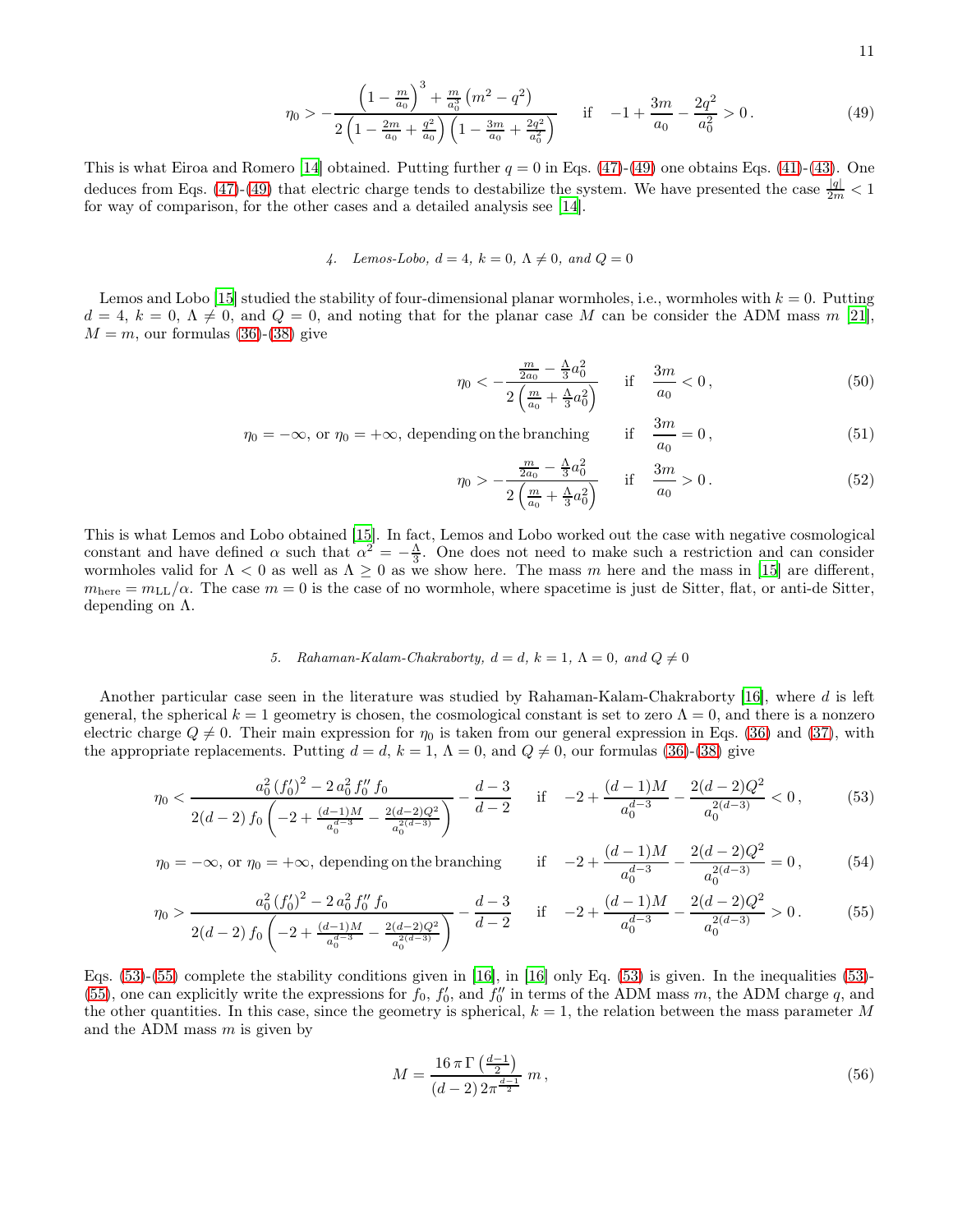$$
\eta_0 > -\frac{\left(1-\frac{m}{a_0}\right)^3 + \frac{m}{a_0^3}\left(m^2-q^2\right)}{2\left(1-\frac{2m}{a_0}+\frac{q^2}{a_0}\right)\left(1-\frac{3m}{a_0}+\frac{2q^2}{a_0^2}\right)} \qquad \text{if} \quad -1+\frac{3m}{a_0}-\frac{2q^2}{a_0^2} > 0\,. \tag{49}
$$

This is what Eiroa and Romero [14] obtained. Putting further $q = 0$ in Eqs. (47)-(49) one obtains Eqs. (41)-(43). One deduces from Eqs. (47)-(49) that electric charge tends to destabilize the system. We have presented the case $\frac{|q|}{2m} < 1$ for way of comparison, for the other cases and a detailed analysis see [14].

#### 4. Lemos-Lobo, $d = 4$, $k = 0$, $\Lambda \neq 0$, and $Q = 0$

Lemos and Lobo [15] studied the stability of four-dimensional planar wormholes, i.e., wormholes with $k = 0$. Putting $d = 4$, $k = 0$, $\Lambda \neq 0$, and $Q = 0$, and noting that for the planar case $M$ can be consider the ADM mass $m$ [21], $M = m$, our formulas (36)-(38) give

$$
\eta_0 < -\frac{\frac{m}{2a_0}-\frac{\Lambda}{3}a_0^2}{2\left(\frac{m}{a_0}+\frac{\Lambda}{3}a_0^2\right)} \qquad \text{if} \quad \frac{3m}{a_0} < 0\,, \tag{50}
$$

$$
\eta_0 = -\infty, \text{ or } \eta_0 = +\infty, \text{ depending on the branching} \qquad \text{if} \quad \frac{3m}{a_0} = 0\,, \tag{51}
$$

$$
\eta_0 > -\frac{\frac{m}{2a_0}-\frac{\Lambda}{3}a_0^2}{2\left(\frac{m}{a_0}+\frac{\Lambda}{3}a_0^2\right)} \qquad \text{if} \quad \frac{3m}{a_0} > 0\,. \tag{52}
$$

This is what Lemos and Lobo obtained [15]. In fact, Lemos and Lobo worked out the case with negative cosmological constant and have defined $\alpha$ such that $\alpha^2 = -\frac{\Lambda}{3}$. One does not need to make such a restriction and can consider wormholes valid for $\Lambda < 0$ as well as $\Lambda \geq 0$ as we show here. The mass $m$ here and the mass in [15] are different, $m_{\rm here} = m_{\rm LL}/\alpha$. The case $m = 0$ is the case of no wormhole, where spacetime is just de Sitter, flat, or anti-de Sitter, depending on $\Lambda$.

#### 5. Rahaman-Kalam-Chakraborty, $d = d$, $k = 1$, $\Lambda = 0$, and $Q \neq 0$

Another particular case seen in the literature was studied by Rahaman-Kalam-Chakraborty [16], where $d$ is left general, the spherical $k = 1$ geometry is chosen, the cosmological constant is set to zero $\Lambda = 0$, and there is a nonzero electric charge $Q \neq 0$. Their main expression for $\eta_0$ is taken from our general expression in Eqs. (36) and (37), with the appropriate replacements. Putting $d = d$, $k = 1$, $\Lambda = 0$, and $Q \neq 0$, our formulas (36)-(38) give

$$
\eta_0 < \frac{a_0^2\,(f_0')^2 - 2\,a_0^2\,f_0''\,f_0}{2(d-2)\,f_0\left(-2+\frac{(d-1)M}{a_0^{d-3}}-\frac{2(d-2)Q^2}{a_0^{2(d-3)}}\right)} - \frac{d-3}{d-2} \qquad \text{if} \quad -2+\frac{(d-1)M}{a_0^{d-3}}-\frac{2(d-2)Q^2}{a_0^{2(d-3)}} < 0\,, \tag{53}
$$

$$
\eta_0 = -\infty, \text{ or } \eta_0 = +\infty, \text{ depending on the branching} \qquad \text{if} \quad -2+\frac{(d-1)M}{a_0^{d-3}}-\frac{2(d-2)Q^2}{a_0^{2(d-3)}} = 0\,, \tag{54}
$$

$$
\eta_0 > \frac{a_0^2\,(f_0')^2 - 2\,a_0^2\,f_0''\,f_0}{2(d-2)\,f_0\left(-2+\frac{(d-1)M}{a_0^{d-3}}-\frac{2(d-2)Q^2}{a_0^{2(d-3)}}\right)} - \frac{d-3}{d-2} \qquad \text{if} \quad -2+\frac{(d-1)M}{a_0^{d-3}}-\frac{2(d-2)Q^2}{a_0^{2(d-3)}} > 0\,. \tag{55}
$$

Eqs. (53)-(55) complete the stability conditions given in [16], in [16] only Eq. (53) is given. In the inequalities (53)-(55), one can explicitly write the expressions for $f_0$, $f_0'$, and $f_0''$ in terms of the ADM mass $m$, the ADM charge $q$, and the other quantities. In this case, since the geometry is spherical, $k = 1$, the relation between the mass parameter $M$ and the ADM mass $m$ is given by

$$
M = \frac{16\,\pi\,\Gamma\left(\frac{d-1}{2}\right)}{(d-2)\,2\pi^{\frac{d-1}{2}}}\;m\,, \tag{56}
$$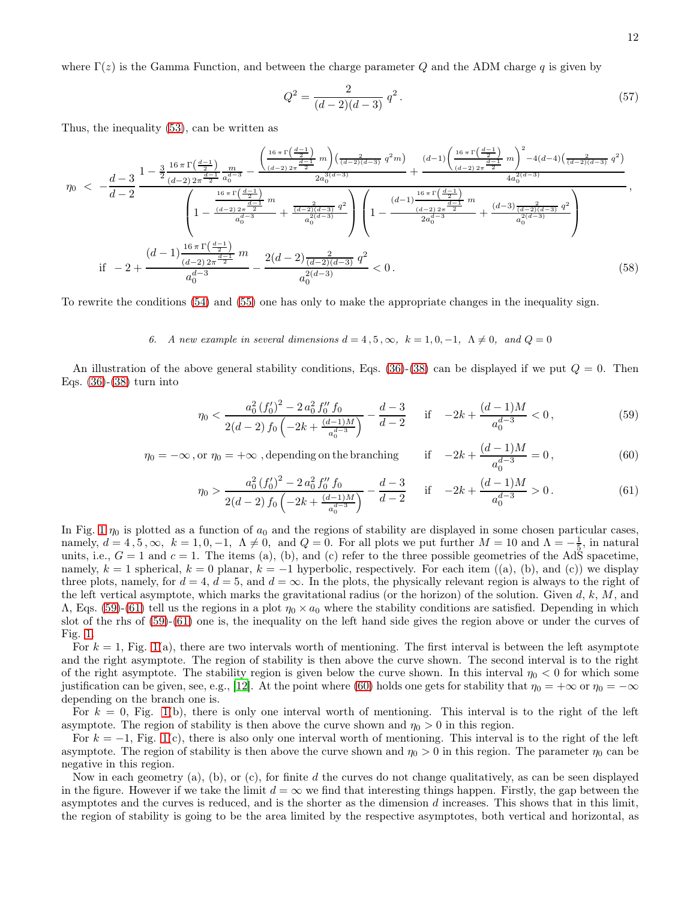where $\Gamma(z)$ is the Gamma Function, and between the charge parameter $Q$ and the ADM charge $q$ is given by

$$Q^2 = \frac{2}{(d-2)(d-3)}\, q^2 \,. \tag{57}$$

Thus, the inequality (53), can be written as

$$\eta_0 \;<\; -\frac{d-3}{d-2}\,\frac{1-\frac{3}{2}\frac{16\,\pi\,\Gamma\left(\frac{d-1}{2}\right)}{(d-2)\,2\pi^{\frac{d-1}{2}}}\frac{m}{a_0^{d-3}} - \frac{\left(\frac{16\,\pi\,\Gamma\left(\frac{d-1}{2}\right)}{(d-2)\,2\pi^{\frac{d-1}{2}}}\,m\right)\left(\frac{2}{(d-2)(d-3)}\,q^2 m\right)}{2a_0^{3(d-3)}} + \frac{(d-1)\left(\frac{16\,\pi\,\Gamma\left(\frac{d-1}{2}\right)}{(d-2)\,2\pi^{\frac{d-1}{2}}}\,m\right)^2 - 4(d-4)\left(\frac{2}{(d-2)(d-3)}\,q^2\right)}{4a_0^{2(d-3)}}}{\left(1-\frac{\frac{16\,\pi\,\Gamma\left(\frac{d-1}{2}\right)}{(d-2)\,2\pi^{\frac{d-1}{2}}}\,m}{a_0^{d-3}} + \frac{\frac{2}{(d-2)(d-3)}\,q^2}{a_0^{2(d-3)}}\right)\left(1-\frac{(d-1)\frac{16\,\pi\,\Gamma\left(\frac{d-1}{2}\right)}{(d-2)\,2\pi^{\frac{d-1}{2}}}\,m}{2a_0^{d-3}} + \frac{(d-3)\frac{2}{(d-2)(d-3)}\,q^2}{a_0^{2(d-3)}}\right)}\,,$$

$$\text{if}\;\; -2 + \frac{(d-1)\frac{16\,\pi\,\Gamma\left(\frac{d-1}{2}\right)}{(d-2)\,2\pi^{\frac{d-1}{2}}}\,m}{a_0^{d-3}} - \frac{2(d-2)\frac{2}{(d-2)(d-3)}\,q^2}{a_0^{2(d-3)}} < 0\,. \tag{58}$$

To rewrite the conditions (54) and (55) one has only to make the appropriate changes in the inequality sign.

### *6. A new example in several dimensions $d = 4\,,5\,,\infty,\;\; k = 1, 0, -1,\;\; \Lambda \neq 0,\;$ and $Q = 0$*

An illustration of the above general stability conditions, Eqs. (36)-(38) can be displayed if we put $Q = 0$. Then Eqs. (36)-(38) turn into

$$\eta_0 < \frac{a_0^2\,(f_0')^2 - 2\,a_0^2\,f_0''\,f_0}{2(d-2)\,f_0\left(-2k + \frac{(d-1)M}{a_0^{d-3}}\right)} - \frac{d-3}{d-2} \qquad \text{if} \quad -2k + \frac{(d-1)M}{a_0^{d-3}} < 0\,, \tag{59}$$

$$\eta_0 = -\infty\,, \text{or}\; \eta_0 = +\infty\;, \text{depending on the branching} \qquad \text{if} \quad -2k + \frac{(d-1)M}{a_0^{d-3}} = 0\,, \tag{60}$$

$$\eta_0 > \frac{a_0^2\,(f_0')^2 - 2\,a_0^2\,f_0''\,f_0}{2(d-2)\,f_0\left(-2k + \frac{(d-1)M}{a_0^{d-3}}\right)} - \frac{d-3}{d-2} \qquad \text{if} \quad -2k + \frac{(d-1)M}{a_0^{d-3}} > 0\,. \tag{61}$$

In Fig. 1 $\eta_0$ is plotted as a function of $a_0$ and the regions of stability are displayed in some chosen particular cases, namely, $d = 4\,,5\,,\infty,\;\; k = 1, 0, -1,\;\; \Lambda \neq 0,\;$ and $Q = 0$. For all plots we put further $M = 10$ and $\Lambda = -\frac{1}{5}$, in natural units, i.e., $G = 1$ and $c = 1$. The items (a), (b), and (c) refer to the three possible geometries of the AdS spacetime, namely, $k = 1$ spherical, $k = 0$ planar, $k = -1$ hyperbolic, respectively. For each item ((a), (b), and (c)) we display three plots, namely, for $d = 4$, $d = 5$, and $d = \infty$. In the plots, the physically relevant region is always to the right of the left vertical asymptote, which marks the gravitational radius (or the horizon) of the solution. Given $d$, $k$, $M$, and $\Lambda$, Eqs. (59)-(61) tell us the regions in a plot $\eta_0 \times a_0$ where the stability conditions are satisfied. Depending in which slot of the rhs of (59)-(61) one is, the inequality on the left hand side gives the region above or under the curves of Fig. 1.

For $k = 1$, Fig. 1(a), there are two intervals worth of mentioning. The first interval is between the left asymptote and the right asymptote. The region of stability is then above the curve shown. The second interval is to the right of the right asymptote. The stability region is given below the curve shown. In this interval $\eta_0 < 0$ for which some justification can be given, see, e.g., [12]. At the point where (60) holds one gets for stability that $\eta_0 = +\infty$ or $\eta_0 = -\infty$ depending on the branch one is.

For $k = 0$, Fig. 1(b), there is only one interval worth of mentioning. This interval is to the right of the left asymptote. The region of stability is then above the curve shown and $\eta_0 > 0$ in this region.

For $k = -1$, Fig. 1(c), there is also only one interval worth of mentioning. This interval is to the right of the left asymptote. The region of stability is then above the curve shown and $\eta_0 > 0$ in this region. The parameter $\eta_0$ can be negative in this region.

Now in each geometry (a), (b), or (c), for finite $d$ the curves do not change qualitatively, as can be seen displayed in the figure. However if we take the limit $d = \infty$ we find that interesting things happen. Firstly, the gap between the asymptotes and the curves is reduced, and is the shorter as the dimension $d$ increases. This shows that in this limit, the region of stability is going to be the area limited by the respective asymptotes, both vertical and horizontal, as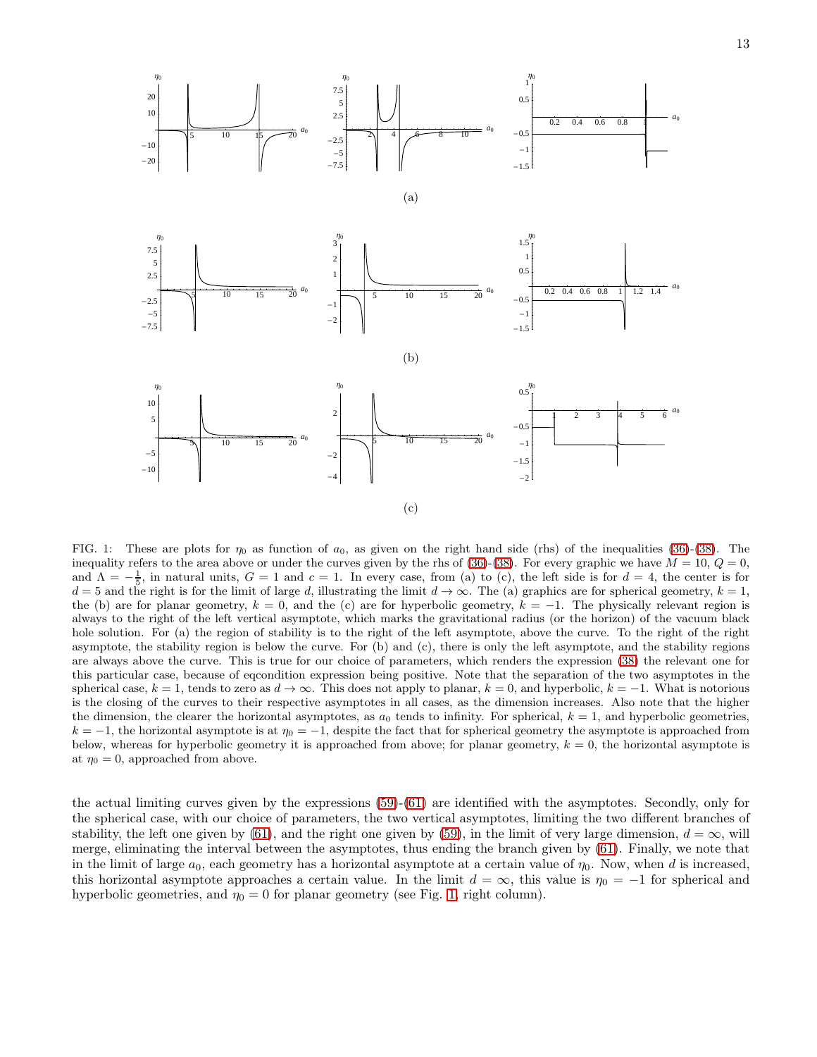(a)

(b)

(c)

FIG. 1: These are plots for $\eta_0$ as function of $a_0$, as given on the right hand side (rhs) of the inequalities (36)-(38). The inequality refers to the area above or under the curves given by the rhs of (36)-(38). For every graphic we have $M = 10$, $Q = 0$, and $\Lambda = -\frac{1}{5}$, in natural units, $G = 1$ and $c = 1$. In every case, from (a) to (c), the left side is for $d = 4$, the center is for $d = 5$ and the right is for the limit of large $d$, illustrating the limit $d \to \infty$. The (a) graphics are for spherical geometry, $k = 1$, the (b) are for planar geometry, $k = 0$, and the (c) are for hyperbolic geometry, $k = -1$. The physically relevant region is always to the right of the left vertical asymptote, which marks the gravitational radius (or the horizon) of the vacuum black hole solution. For (a) the region of stability is to the right of the left asymptote, above the curve. To the right of the right asymptote, the stability region is below the curve. For (b) and (c), there is only the left asymptote, and the stability regions are always above the curve. This is true for our choice of parameters, which renders the expression (38) the relevant one for this particular case, because of eqcondition expression being positive. Note that the separation of the two asymptotes in the spherical case, $k = 1$, tends to zero as $d \to \infty$. This does not apply to planar, $k = 0$, and hyperbolic, $k = -1$. What is notorious is the closing of the curves to their respective asymptotes in all cases, as the dimension increases. Also note that the higher the dimension, the clearer the horizontal asymptotes, as $a_0$ tends to infinity. For spherical, $k = 1$, and hyperbolic geometries, $k = -1$, the horizontal asymptote is at $\eta_0 = -1$, despite the fact that for spherical geometry the asymptote is approached from below, whereas for hyperbolic geometry it is approached from above; for planar geometry, $k = 0$, the horizontal asymptote is at $\eta_0 = 0$, approached from above.

the actual limiting curves given by the expressions (59)-(61) are identified with the asymptotes. Secondly, only for the spherical case, with our choice of parameters, the two vertical asymptotes, limiting the two different branches of stability, the left one given by (61), and the right one given by (59), in the limit of very large dimension, $d = \infty$, will merge, eliminating the interval between the asymptotes, thus ending the branch given by (61). Finally, we note that in the limit of large $a_0$, each geometry has a horizontal asymptote at a certain value of $\eta_0$. Now, when $d$ is increased, this horizontal asymptote approaches a certain value. In the limit $d = \infty$, this value is $\eta_0 = -1$ for spherical and hyperbolic geometries, and $\eta_0 = 0$ for planar geometry (see Fig. 1, right column).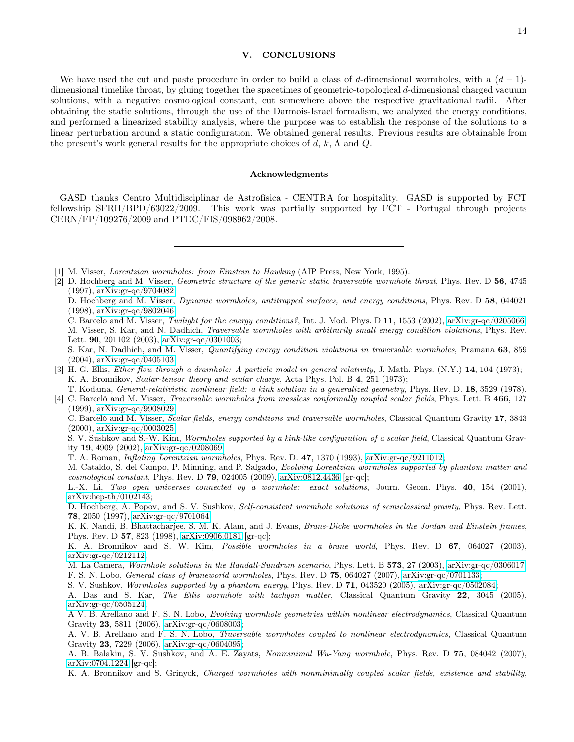## V. CONCLUSIONS

We have used the cut and paste procedure in order to build a class of $d$-dimensional wormholes, with a $(d-1)$-dimensional timelike throat, by gluing together the spacetimes of geometric-topological $d$-dimensional charged vacuum solutions, with a negative cosmological constant, cut somewhere above the respective gravitational radii. After obtaining the static solutions, through the use of the Darmois-Israel formalism, we analyzed the energy conditions, and performed a linearized stability analysis, where the purpose was to establish the response of the solutions to a linear perturbation around a static configuration. We obtained general results. Previous results are obtainable from the present's work general results for the appropriate choices of $d$, $k$, $\Lambda$ and $Q$.

### Acknowledgments

GASD thanks Centro Multidisciplinar de Astrofísica - CENTRA for hospitality. GASD is supported by FCT fellowship SFRH/BPD/63022/2009. This work was partially supported by FCT - Portugal through projects CERN/FP/109276/2009 and PTDC/FIS/098962/2008.

---

[1] M. Visser, *Lorentzian wormholes: from Einstein to Hawking* (AIP Press, New York, 1995).

[2] D. Hochberg and M. Visser, *Geometric structure of the generic static traversable wormhole throat*, Phys. Rev. D **56**, 4745 (1997), arXiv:gr-qc/9704082;
D. Hochberg and M. Visser, *Dynamic wormholes, antitrapped surfaces, and energy conditions*, Phys. Rev. D **58**, 044021 (1998), arXiv:gr-qc/9802046;
C. Barcelo and M. Visser, *Twilight for the energy conditions?*, Int. J. Mod. Phys. D **11**, 1553 (2002), arXiv:gr-qc/0205066;
M. Visser, S. Kar, and N. Dadhich, *Traversable wormholes with arbitrarily small energy condition violations*, Phys. Rev. Lett. **90**, 201102 (2003), arXiv:gr-qc/0301003;
S. Kar, N. Dadhich, and M. Visser, *Quantifying energy condition violations in traversable wormholes*, Pramana **63**, 859 (2004), arXiv:gr-qc/0405103.

[3] H. G. Ellis, *Ether flow through a drainhole: A particle model in general relativity*, J. Math. Phys. (N.Y.) **14**, 104 (1973);
K. A. Bronnikov, *Scalar-tensor theory and scalar charge*, Acta Phys. Pol. B **4**, 251 (1973);
T. Kodama, *General-relativistic nonlinear field: a kink solution in a generalized geometry*, Phys. Rev. D. **18**, 3529 (1978).

[4] C. Barceló and M. Visser, *Traversable wormholes from massless conformally coupled scalar fields*, Phys. Lett. B **466**, 127 (1999), arXiv:gr-qc/9908029;
C. Barceló and M. Visser, *Scalar fields, energy conditions and traversable wormholes*, Classical Quantum Gravity **17**, 3843 (2000), arXiv:gr-qc/0003025;
S. V. Sushkov and S.-W. Kim, *Wormholes supported by a kink-like configuration of a scalar field*, Classical Quantum Gravity **19**, 4909 (2002), arXiv:gr-qc/0208069;
T. A. Roman, *Inflating Lorentzian wormholes*, Phys. Rev. D. **47**, 1370 (1993), arXiv:gr-qc/9211012;
M. Cataldo, S. del Campo, P. Minning, and P. Salgado, *Evolving Lorentzian wormholes supported by phantom matter and cosmological constant*, Phys. Rev. D **79**, 024005 (2009), arXiv:0812.4436 [gr-qc];
L.-X. Li, *Two open universes connected by a wormhole: exact solutions*, Journ. Geom. Phys. **40**, 154 (2001), arXiv:hep-th/0102143;
D. Hochberg, A. Popov, and S. V. Sushkov, *Self-consistent wormhole solutions of semiclassical gravity*, Phys. Rev. Lett. **78**, 2050 (1997), arXiv:gr-qc/9701064;
K. K. Nandi, B. Bhattacharjee, S. M. K. Alam, and J. Evans, *Brans-Dicke wormholes in the Jordan and Einstein frames*, Phys. Rev. D **57**, 823 (1998), arXiv:0906.0181 [gr-qc];
K. A. Bronnikov and S. W. Kim, *Possible wormholes in a brane world*, Phys. Rev. D **67**, 064027 (2003), arXiv:gr-qc/0212112;
M. La Camera, *Wormhole solutions in the Randall-Sundrum scenario*, Phys. Lett. B **573**, 27 (2003), arXiv:gr-qc/0306017;
F. S. N. Lobo, *General class of braneworld wormholes*, Phys. Rev. D **75**, 064027 (2007), arXiv:gr-qc/0701133;
S. V. Sushkov, *Wormholes supported by a phantom energy*, Phys. Rev. D **71**, 043520 (2005), arXiv:gr-qc/0502084;
A. Das and S. Kar, *The Ellis wormhole with tachyon matter*, Classical Quantum Gravity **22**, 3045 (2005), arXiv:gr-qc/0505124;
A V. B. Arellano and F. S. N. Lobo, *Evolving wormhole geometries within nonlinear electrodynamics*, Classical Quantum Gravity **23**, 5811 (2006), arXiv:gr-qc/0608003;
A. V. B. Arellano and F. S. N. Lobo, *Traversable wormholes coupled to nonlinear electrodynamics*, Classical Quantum Gravity **23**, 7229 (2006), arXiv:gr-qc/0604095;
A. B. Balakin, S. V. Sushkov, and A. E. Zayats, *Nonminimal Wu-Yang wormhole*, Phys. Rev. D **75**, 084042 (2007), arXiv:0704.1224 [gr-qc];
K. A. Bronnikov and S. Grinyok, *Charged wormholes with nonminimally coupled scalar fields, existence and stability*,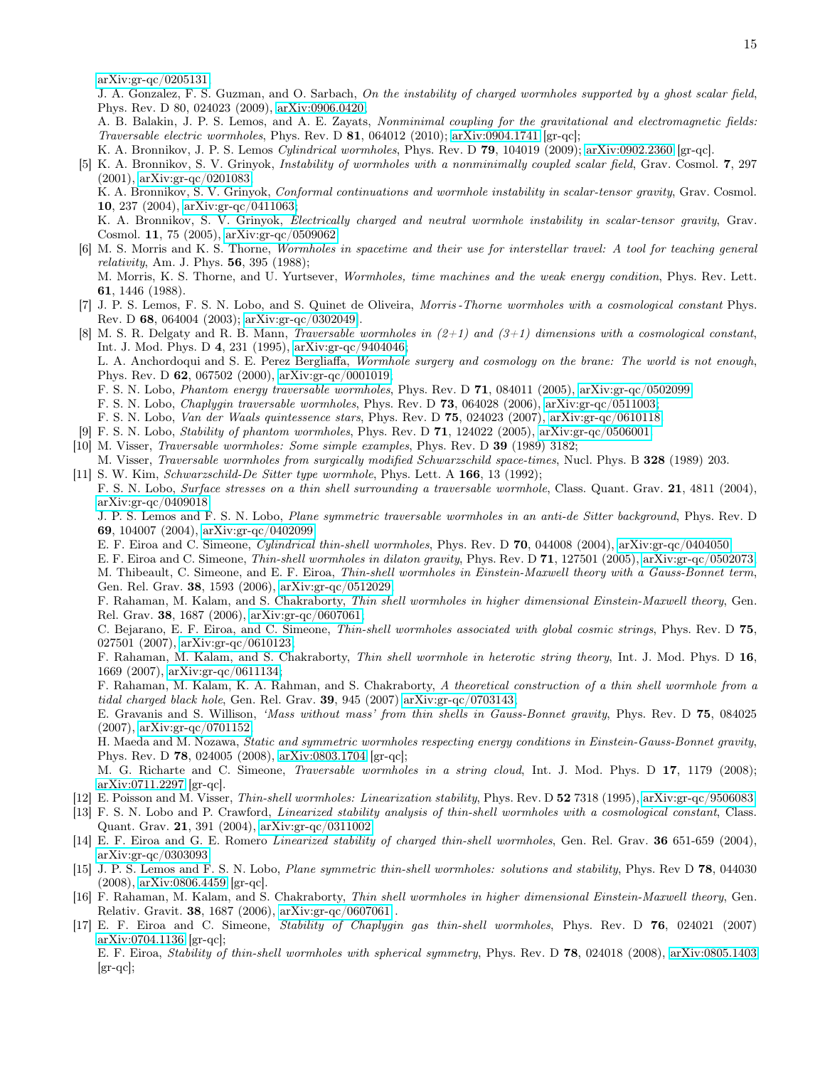arXiv:gr-qc/0205131;
J. A. Gonzalez, F. S. Guzman, and O. Sarbach, *On the instability of charged wormholes supported by a ghost scalar field*, Phys. Rev. D 80, 024023 (2009), arXiv:0906.0420;
A. B. Balakin, J. P. S. Lemos, and A. E. Zayats, *Nonminimal coupling for the gravitational and electromagnetic fields: Traversable electric wormholes*, Phys. Rev. D **81**, 064012 (2010); arXiv:0904.1741 [gr-qc];
K. A. Bronnikov, J. P. S. Lemos *Cylindrical wormholes*, Phys. Rev. D **79**, 104019 (2009); arXiv:0902.2360 [gr-qc].

[5] K. A. Bronnikov, S. V. Grinyok, *Instability of wormholes with a nonminimally coupled scalar field*, Grav. Cosmol. **7**, 297 (2001), arXiv:gr-qc/0201083;
K. A. Bronnikov, S. V. Grinyok, *Conformal continuations and wormhole instability in scalar-tensor gravity*, Grav. Cosmol. **10**, 237 (2004), arXiv:gr-qc/0411063;
K. A. Bronnikov, S. V. Grinyok, *Electrically charged and neutral wormhole instability in scalar-tensor gravity*, Grav. Cosmol. **11**, 75 (2005), arXiv:gr-qc/0509062.

[6] M. S. Morris and K. S. Thorne, *Wormholes in spacetime and their use for interstellar travel: A tool for teaching general relativity*, Am. J. Phys. **56**, 395 (1988);
M. Morris, K. S. Thorne, and U. Yurtsever, *Wormholes, time machines and the weak energy condition*, Phys. Rev. Lett. **61**, 1446 (1988).

[7] J. P. S. Lemos, F. S. N. Lobo, and S. Quinet de Oliveira, *Morris-Thorne wormholes with a cosmological constant* Phys. Rev. D **68**, 064004 (2003); arXiv:gr-qc/0302049.

[8] M. S. R. Delgaty and R. B. Mann, *Traversable wormholes in (2+1) and (3+1) dimensions with a cosmological constant*, Int. J. Mod. Phys. D **4**, 231 (1995), arXiv:gr-qc/9404046;
L. A. Anchordoqui and S. E. Perez Bergliaffa, *Wormhole surgery and cosmology on the brane: The world is not enough*, Phys. Rev. D **62**, 067502 (2000), arXiv:gr-qc/0001019.
F. S. N. Lobo, *Phantom energy traversable wormholes*, Phys. Rev. D **71**, 084011 (2005), arXiv:gr-qc/0502099.
F. S. N. Lobo, *Chaplygin traversable wormholes*, Phys. Rev. D **73**, 064028 (2006), arXiv:gr-qc/0511003;
F. S. N. Lobo, *Van der Waals quintessence stars*, Phys. Rev. D **75**, 024023 (2007), arXiv:gr-qc/0610118.

[9] F. S. N. Lobo, *Stability of phantom wormholes*, Phys. Rev. D **71**, 124022 (2005), arXiv:gr-qc/0506001.

[10] M. Visser, *Traversable wormholes: Some simple examples*, Phys. Rev. D **39** (1989) 3182;
M. Visser, *Traversable wormholes from surgically modified Schwarzschild space-times*, Nucl. Phys. B **328** (1989) 203.

[11] S. W. Kim, *Schwarzschild-De Sitter type wormhole*, Phys. Lett. A **166**, 13 (1992);
F. S. N. Lobo, *Surface stresses on a thin shell surrounding a traversable wormhole*, Class. Quant. Grav. **21**, 4811 (2004), arXiv:gr-qc/0409018.
J. P. S. Lemos and F. S. N. Lobo, *Plane symmetric traversable wormholes in an anti-de Sitter background*, Phys. Rev. D **69**, 104007 (2004), arXiv:gr-qc/0402099.
E. F. Eiroa and C. Simeone, *Cylindrical thin-shell wormholes*, Phys. Rev. D **70**, 044008 (2004), arXiv:gr-qc/0404050.
E. F. Eiroa and C. Simeone, *Thin-shell wormholes in dilaton gravity*, Phys. Rev. D **71**, 127501 (2005), arXiv:gr-qc/0502073.
M. Thibeault, C. Simeone, and E. F. Eiroa, *Thin-shell wormholes in Einstein-Maxwell theory with a Gauss-Bonnet term*, Gen. Rel. Grav. **38**, 1593 (2006), arXiv:gr-qc/0512029.
F. Rahaman, M. Kalam, and S. Chakraborty, *Thin shell wormholes in higher dimensional Einstein-Maxwell theory*, Gen. Rel. Grav. **38**, 1687 (2006), arXiv:gr-qc/0607061.
C. Bejarano, E. F. Eiroa, and C. Simeone, *Thin-shell wormholes associated with global cosmic strings*, Phys. Rev. D **75**, 027501 (2007), arXiv:gr-qc/0610123.
F. Rahaman, M. Kalam, and S. Chakraborty, *Thin shell wormhole in heterotic string theory*, Int. J. Mod. Phys. D **16**, 1669 (2007), arXiv:gr-qc/0611134;
F. Rahaman, M. Kalam, K. A. Rahman, and S. Chakraborty, *A theoretical construction of a thin shell wormhole from a tidal charged black hole*, Gen. Rel. Grav. **39**, 945 (2007) arXiv:gr-qc/0703143.
E. Gravanis and S. Willison, *'Mass without mass' from thin shells in Gauss-Bonnet gravity*, Phys. Rev. D **75**, 084025 (2007), arXiv:gr-qc/0701152.
H. Maeda and M. Nozawa, *Static and symmetric wormholes respecting energy conditions in Einstein-Gauss-Bonnet gravity*, Phys. Rev. D **78**, 024005 (2008), arXiv:0803.1704 [gr-qc];
M. G. Richarte and C. Simeone, *Traversable wormholes in a string cloud*, Int. J. Mod. Phys. D **17**, 1179 (2008); arXiv:0711.2297 [gr-qc].

[12] E. Poisson and M. Visser, *Thin-shell wormholes: Linearization stability*, Phys. Rev. D **52** 7318 (1995), arXiv:gr-qc/9506083.

[13] F. S. N. Lobo and P. Crawford, *Linearized stability analysis of thin-shell wormholes with a cosmological constant*, Class. Quant. Grav. **21**, 391 (2004), arXiv:gr-qc/0311002.

[14] E. F. Eiroa and G. E. Romero *Linearized stability of charged thin-shell wormholes*, Gen. Rel. Grav. **36** 651-659 (2004), arXiv:gr-qc/0303093.

[15] J. P. S. Lemos and F. S. N. Lobo, *Plane symmetric thin-shell wormholes: solutions and stability*, Phys Rev D **78**, 044030 (2008), arXiv:0806.4459 [gr-qc].

[16] F. Rahaman, M. Kalam, and S. Chakraborty, *Thin shell wormholes in higher dimensional Einstein-Maxwell theory*, Gen. Relativ. Gravit. **38**, 1687 (2006), arXiv:gr-qc/0607061 .

[17] E. F. Eiroa and C. Simeone, *Stability of Chaplygin gas thin-shell wormholes*, Phys. Rev. D **76**, 024021 (2007) arXiv:0704.1136 [gr-qc];
E. F. Eiroa, *Stability of thin-shell wormholes with spherical symmetry*, Phys. Rev. D **78**, 024018 (2008), arXiv:0805.1403 [gr-qc];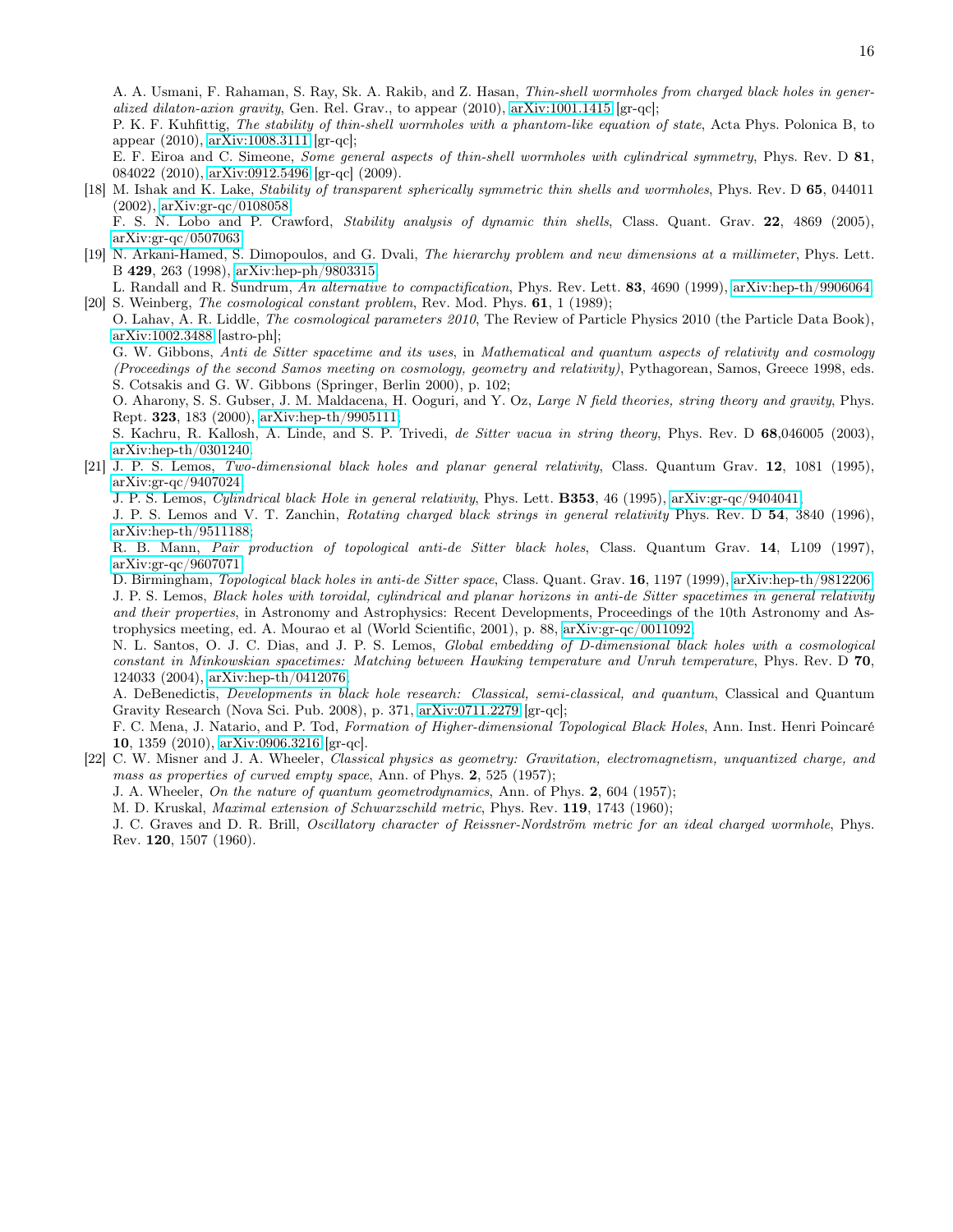A. A. Usmani, F. Rahaman, S. Ray, Sk. A. Rakib, and Z. Hasan, *Thin-shell wormholes from charged black holes in generalized dilaton-axion gravity*, Gen. Rel. Grav., to appear (2010), arXiv:1001.1415 [gr-qc];
P. K. F. Kuhfittig, *The stability of thin-shell wormholes with a phantom-like equation of state*, Acta Phys. Polonica B, to appear (2010), arXiv:1008.3111 [gr-qc];
E. F. Eiroa and C. Simeone, *Some general aspects of thin-shell wormholes with cylindrical symmetry*, Phys. Rev. D **81**, 084022 (2010), arXiv:0912.5496 [gr-qc] (2009).

[18] M. Ishak and K. Lake, *Stability of transparent spherically symmetric thin shells and wormholes*, Phys. Rev. D **65**, 044011 (2002), arXiv:gr-qc/0108058;
F. S. N. Lobo and P. Crawford, *Stability analysis of dynamic thin shells*, Class. Quant. Grav. **22**, 4869 (2005), arXiv:gr-qc/0507063.

[19] N. Arkani-Hamed, S. Dimopoulos, and G. Dvali, *The hierarchy problem and new dimensions at a millimeter*, Phys. Lett. B **429**, 263 (1998), arXiv:hep-ph/9803315;
L. Randall and R. Sundrum, *An alternative to compactification*, Phys. Rev. Lett. **83**, 4690 (1999), arXiv:hep-th/9906064.

[20] S. Weinberg, *The cosmological constant problem*, Rev. Mod. Phys. **61**, 1 (1989);
O. Lahav, A. R. Liddle, *The cosmological parameters 2010*, The Review of Particle Physics 2010 (the Particle Data Book), arXiv:1002.3488 [astro-ph];
G. W. Gibbons, *Anti de Sitter spacetime and its uses*, in *Mathematical and quantum aspects of relativity and cosmology (Proceedings of the second Samos meeting on cosmology, geometry and relativity)*, Pythagorean, Samos, Greece 1998, eds. S. Cotsakis and G. W. Gibbons (Springer, Berlin 2000), p. 102;
O. Aharony, S. S. Gubser, J. M. Maldacena, H. Ooguri, and Y. Oz, *Large N field theories, string theory and gravity*, Phys. Rept. **323**, 183 (2000), arXiv:hep-th/9905111;
S. Kachru, R. Kallosh, A. Linde, and S. P. Trivedi, *de Sitter vacua in string theory*, Phys. Rev. D **68**,046005 (2003), arXiv:hep-th/0301240.

[21] J. P. S. Lemos, *Two-dimensional black holes and planar general relativity*, Class. Quantum Grav. **12**, 1081 (1995), arXiv:gr-qc/9407024;
J. P. S. Lemos, *Cylindrical black Hole in general relativity*, Phys. Lett. **B353**, 46 (1995), arXiv:gr-qc/9404041;
J. P. S. Lemos and V. T. Zanchin, *Rotating charged black strings in general relativity* Phys. Rev. D **54**, 3840 (1996), arXiv:hep-th/9511188;
R. B. Mann, *Pair production of topological anti-de Sitter black holes*, Class. Quantum Grav. **14**, L109 (1997), arXiv:gr-qc/9607071;
D. Birmingham, *Topological black holes in anti-de Sitter space*, Class. Quant. Grav. **16**, 1197 (1999), arXiv:hep-th/9812206;
J. P. S. Lemos, *Black holes with toroidal, cylindrical and planar horizons in anti-de Sitter spacetimes in general relativity and their properties*, in Astronomy and Astrophysics: Recent Developments, Proceedings of the 10th Astronomy and Astrophysics meeting, ed. A. Mourao et al (World Scientific, 2001), p. 88, arXiv:gr-qc/0011092;
N. L. Santos, O. J. C. Dias, and J. P. S. Lemos, *Global embedding of D-dimensional black holes with a cosmological constant in Minkowskian spacetimes: Matching between Hawking temperature and Unruh temperature*, Phys. Rev. D **70**, 124033 (2004), arXiv:hep-th/0412076;
A. DeBenedictis, *Developments in black hole research: Classical, semi-classical, and quantum*, Classical and Quantum Gravity Research (Nova Sci. Pub. 2008), p. 371, arXiv:0711.2279 [gr-qc];
F. C. Mena, J. Natario, and P. Tod, *Formation of Higher-dimensional Topological Black Holes*, Ann. Inst. Henri Poincaré **10**, 1359 (2010), arXiv:0906.3216 [gr-qc].

[22] C. W. Misner and J. A. Wheeler, *Classical physics as geometry: Gravitation, electromagnetism, unquantized charge, and mass as properties of curved empty space*, Ann. of Phys. **2**, 525 (1957);
J. A. Wheeler, *On the nature of quantum geometrodynamics*, Ann. of Phys. **2**, 604 (1957);
M. D. Kruskal, *Maximal extension of Schwarzschild metric*, Phys. Rev. **119**, 1743 (1960);
J. C. Graves and D. R. Brill, *Oscillatory character of Reissner-Nordström metric for an ideal charged wormhole*, Phys. Rev. **120**, 1507 (1960).